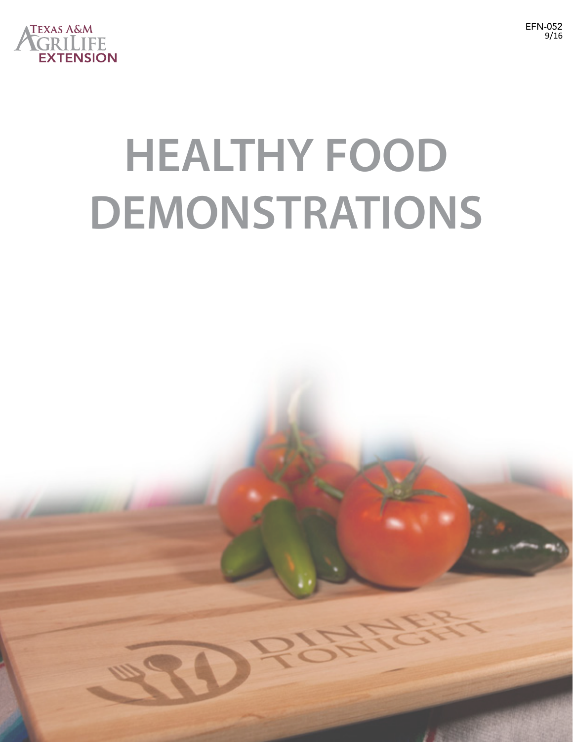Texas A&M AgriLife Extension

EFN-052
9/16

# HEALTHY FOOD DEMONSTRATIONS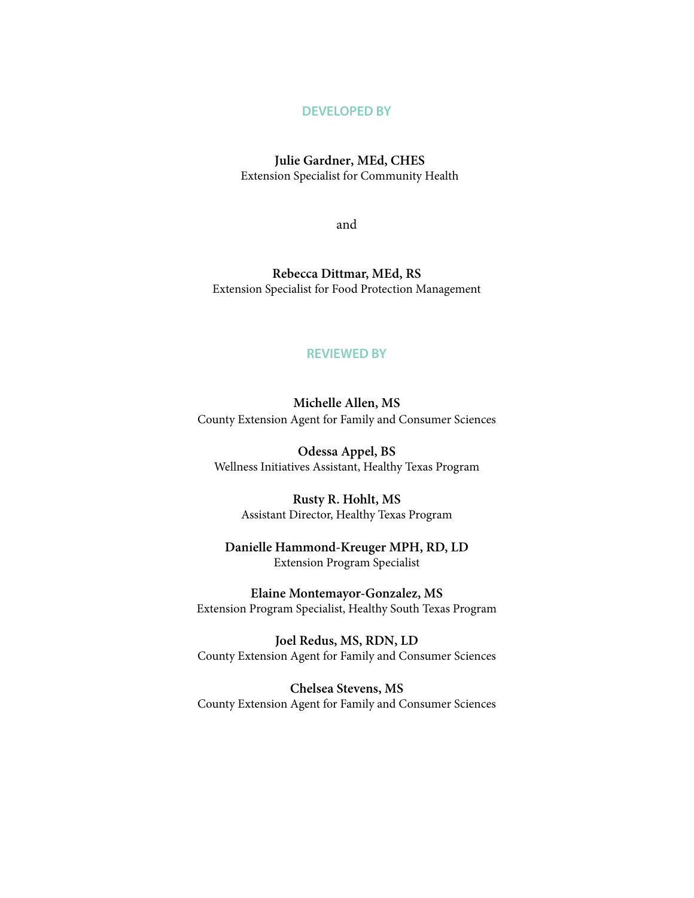## DEVELOPED BY

**Julie Gardner, MEd, CHES**
Extension Specialist for Community Health

and

**Rebecca Dittmar, MEd, RS**
Extension Specialist for Food Protection Management

## REVIEWED BY

**Michelle Allen, MS**
County Extension Agent for Family and Consumer Sciences

**Odessa Appel, BS**
Wellness Initiatives Assistant, Healthy Texas Program

**Rusty R. Hohlt, MS**
Assistant Director, Healthy Texas Program

**Danielle Hammond-Kreuger MPH, RD, LD**
Extension Program Specialist

**Elaine Montemayor-Gonzalez, MS**
Extension Program Specialist, Healthy South Texas Program

**Joel Redus, MS, RDN, LD**
County Extension Agent for Family and Consumer Sciences

**Chelsea Stevens, MS**
County Extension Agent for Family and Consumer Sciences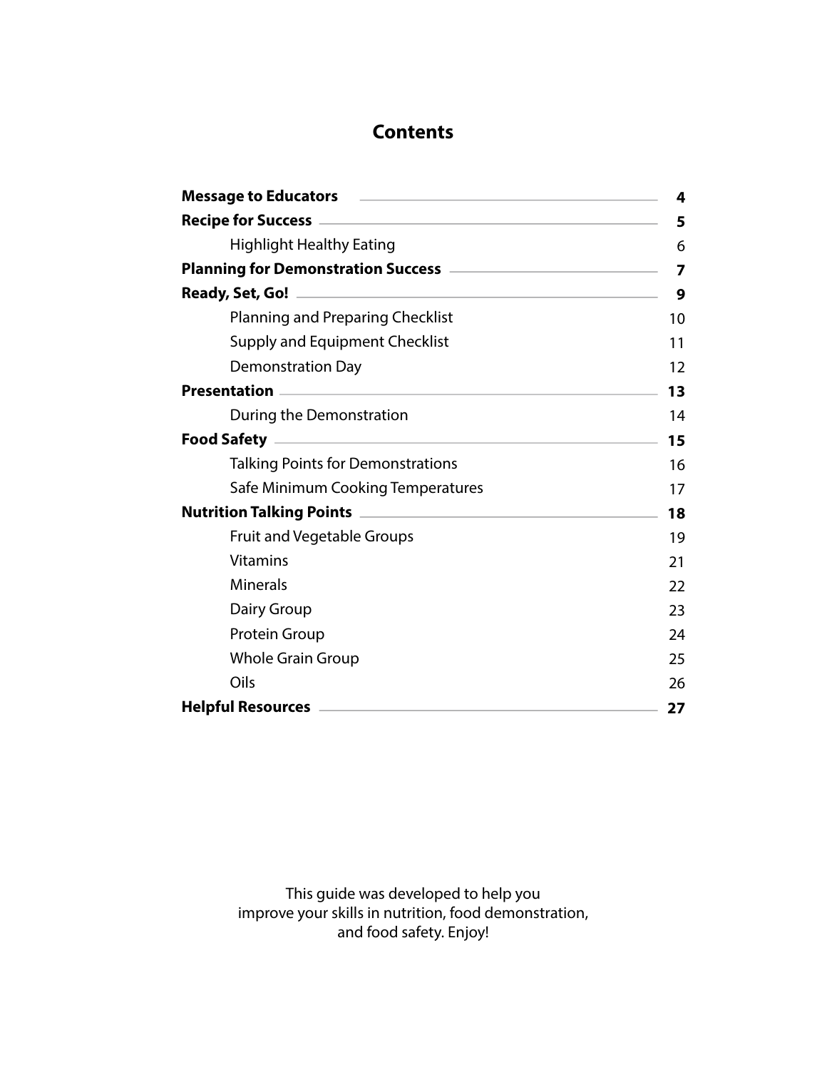# Contents

| Section | Page |
|---|---|
| **Message to Educators** | **4** |
| **Recipe for Success** | **5** |
| Highlight Healthy Eating | 6 |
| **Planning for Demonstration Success** | **7** |
| **Ready, Set, Go!** | **9** |
| Planning and Preparing Checklist | 10 |
| Supply and Equipment Checklist | 11 |
| Demonstration Day | 12 |
| **Presentation** | **13** |
| During the Demonstration | 14 |
| **Food Safety** | **15** |
| Talking Points for Demonstrations | 16 |
| Safe Minimum Cooking Temperatures | 17 |
| **Nutrition Talking Points** | **18** |
| Fruit and Vegetable Groups | 19 |
| Vitamins | 21 |
| Minerals | 22 |
| Dairy Group | 23 |
| Protein Group | 24 |
| Whole Grain Group | 25 |
| Oils | 26 |
| **Helpful Resources** | **27** |

This guide was developed to help you improve your skills in nutrition, food demonstration, and food safety. Enjoy!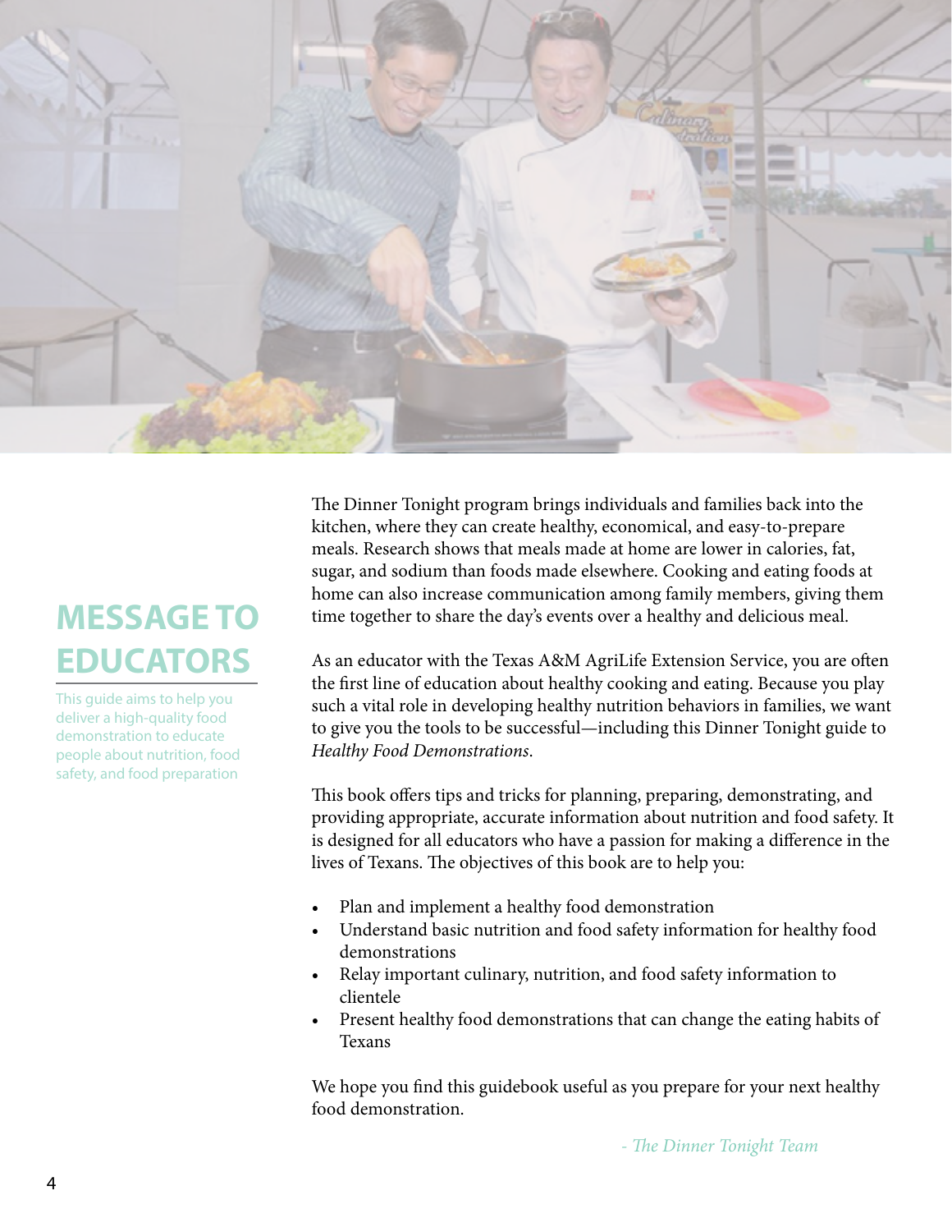# MESSAGE TO EDUCATORS

This guide aims to help you deliver a high-quality food demonstration to educate people about nutrition, food safety, and food preparation

The Dinner Tonight program brings individuals and families back into the kitchen, where they can create healthy, economical, and easy-to-prepare meals. Research shows that meals made at home are lower in calories, fat, sugar, and sodium than foods made elsewhere. Cooking and eating foods at home can also increase communication among family members, giving them time together to share the day's events over a healthy and delicious meal.

As an educator with the Texas A&M AgriLife Extension Service, you are often the first line of education about healthy cooking and eating. Because you play such a vital role in developing healthy nutrition behaviors in families, we want to give you the tools to be successful—including this Dinner Tonight guide to *Healthy Food Demonstrations*.

This book offers tips and tricks for planning, preparing, demonstrating, and providing appropriate, accurate information about nutrition and food safety. It is designed for all educators who have a passion for making a difference in the lives of Texans. The objectives of this book are to help you:

- Plan and implement a healthy food demonstration
- Understand basic nutrition and food safety information for healthy food demonstrations
- Relay important culinary, nutrition, and food safety information to clientele
- Present healthy food demonstrations that can change the eating habits of Texans

We hope you find this guidebook useful as you prepare for your next healthy food demonstration.

*- The Dinner Tonight Team*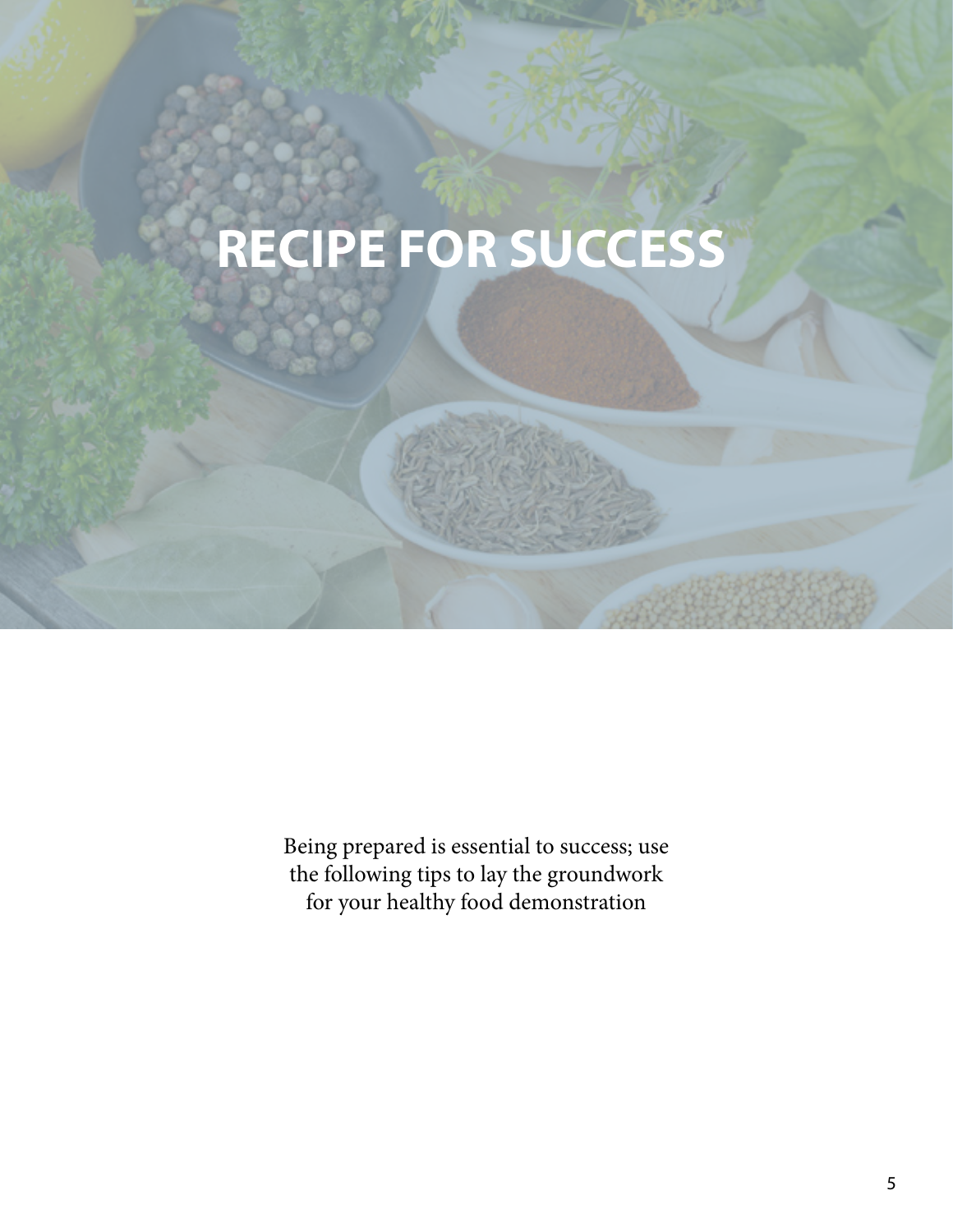# RECIPE FOR SUCCESS

Being prepared is essential to success; use the following tips to lay the groundwork for your healthy food demonstration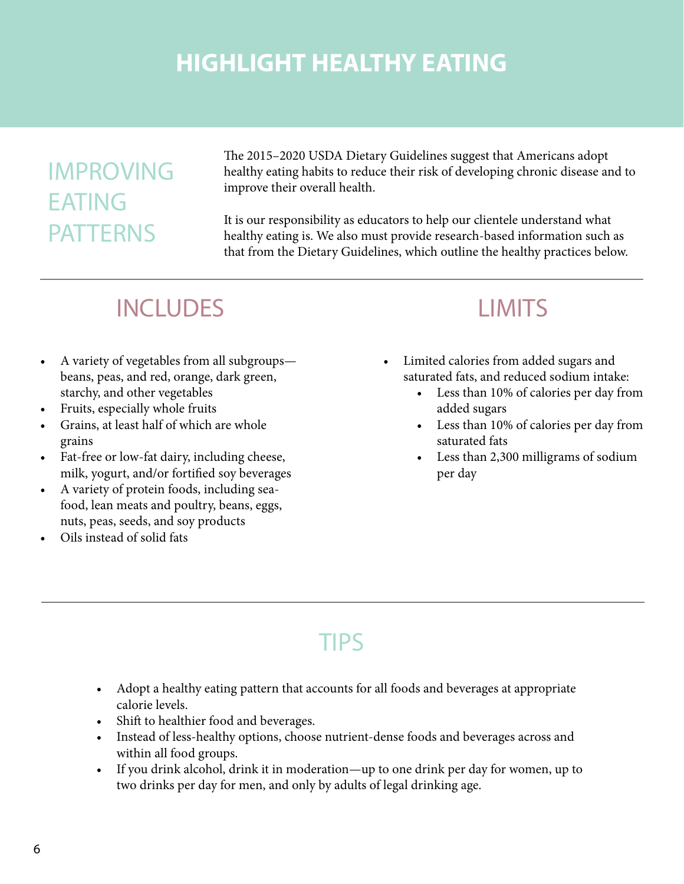# HIGHLIGHT HEALTHY EATING

## IMPROVING EATING PATTERNS

The 2015–2020 USDA Dietary Guidelines suggest that Americans adopt healthy eating habits to reduce their risk of developing chronic disease and to improve their overall health.

It is our responsibility as educators to help our clientele understand what healthy eating is. We also must provide research-based information such as that from the Dietary Guidelines, which outline the healthy practices below.

## INCLUDES

- A variety of vegetables from all subgroups—beans, peas, and red, orange, dark green, starchy, and other vegetables
- Fruits, especially whole fruits
- Grains, at least half of which are whole grains
- Fat-free or low-fat dairy, including cheese, milk, yogurt, and/or fortified soy beverages
- A variety of protein foods, including seafood, lean meats and poultry, beans, eggs, nuts, peas, seeds, and soy products
- Oils instead of solid fats

## LIMITS

- Limited calories from added sugars and saturated fats, and reduced sodium intake:
  - Less than 10% of calories per day from added sugars
  - Less than 10% of calories per day from saturated fats
  - Less than 2,300 milligrams of sodium per day

## TIPS

- Adopt a healthy eating pattern that accounts for all foods and beverages at appropriate calorie levels.
- Shift to healthier food and beverages.
- Instead of less-healthy options, choose nutrient-dense foods and beverages across and within all food groups.
- If you drink alcohol, drink it in moderation—up to one drink per day for women, up to two drinks per day for men, and only by adults of legal drinking age.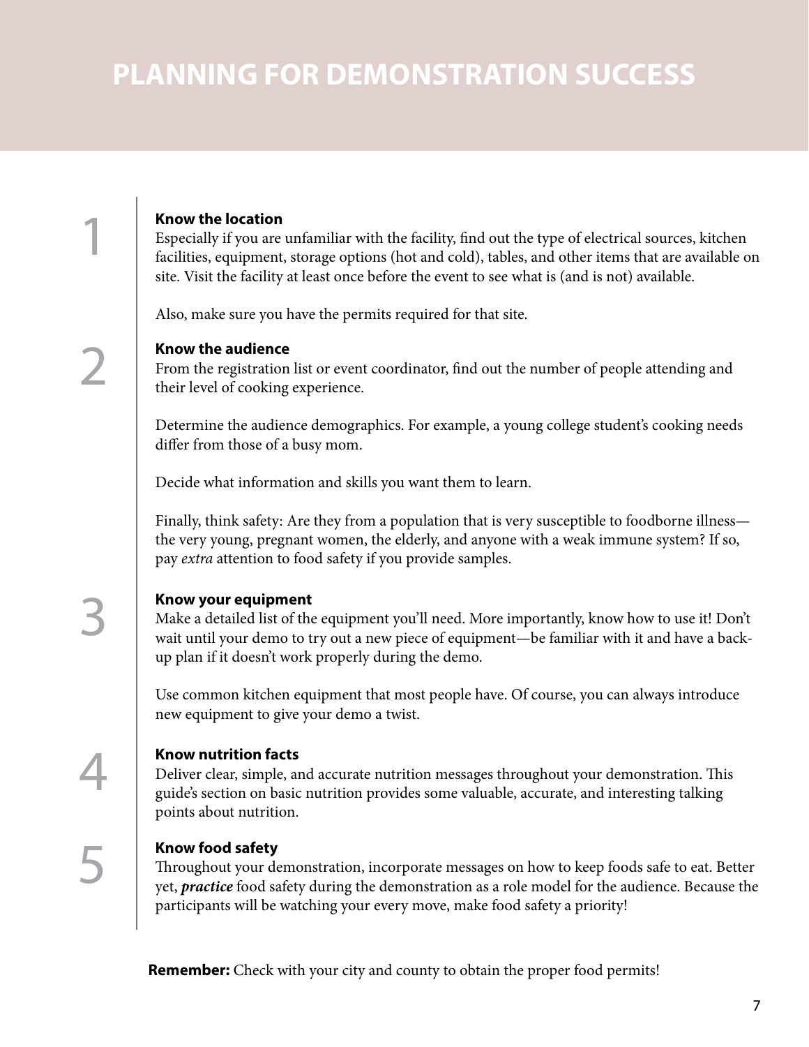# PLANNING FOR DEMONSTRATION SUCCESS

1. **Know the location**

   Especially if you are unfamiliar with the facility, find out the type of electrical sources, kitchen facilities, equipment, storage options (hot and cold), tables, and other items that are available on site. Visit the facility at least once before the event to see what is (and is not) available.

   Also, make sure you have the permits required for that site.

2. **Know the audience**

   From the registration list or event coordinator, find out the number of people attending and their level of cooking experience.

   Determine the audience demographics. For example, a young college student's cooking needs differ from those of a busy mom.

   Decide what information and skills you want them to learn.

   Finally, think safety: Are they from a population that is very susceptible to foodborne illness—the very young, pregnant women, the elderly, and anyone with a weak immune system? If so, pay *extra* attention to food safety if you provide samples.

3. **Know your equipment**

   Make a detailed list of the equipment you'll need. More importantly, know how to use it! Don't wait until your demo to try out a new piece of equipment—be familiar with it and have a back-up plan if it doesn't work properly during the demo.

   Use common kitchen equipment that most people have. Of course, you can always introduce new equipment to give your demo a twist.

4. **Know nutrition facts**

   Deliver clear, simple, and accurate nutrition messages throughout your demonstration. This guide's section on basic nutrition provides some valuable, accurate, and interesting talking points about nutrition.

5. **Know food safety**

   Throughout your demonstration, incorporate messages on how to keep foods safe to eat. Better yet, ***practice*** food safety during the demonstration as a role model for the audience. Because the participants will be watching your every move, make food safety a priority!

**Remember:** Check with your city and county to obtain the proper food permits!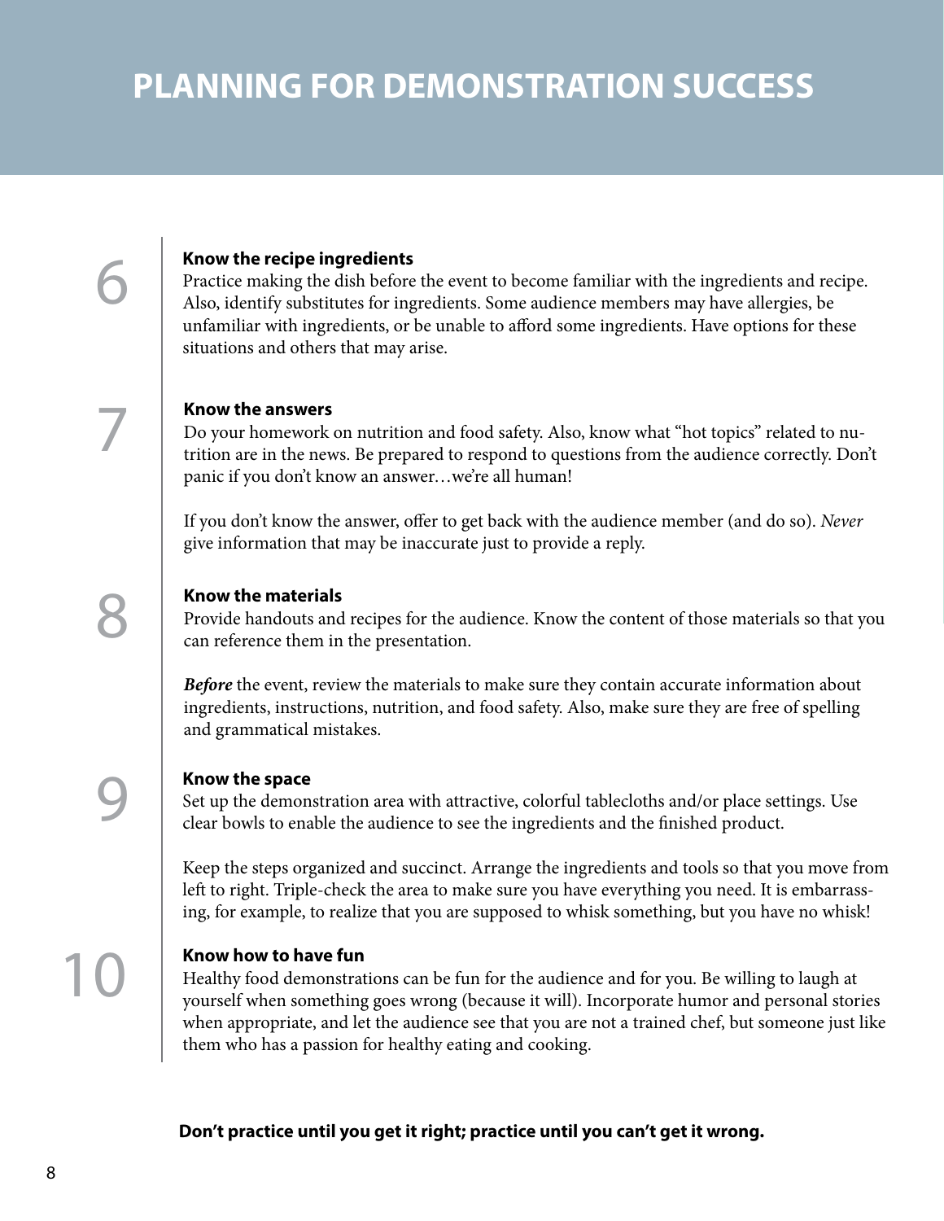# PLANNING FOR DEMONSTRATION SUCCESS

## 6 Know the recipe ingredients

Practice making the dish before the event to become familiar with the ingredients and recipe. Also, identify substitutes for ingredients. Some audience members may have allergies, be unfamiliar with ingredients, or be unable to afford some ingredients. Have options for these situations and others that may arise.

## 7 Know the answers

Do your homework on nutrition and food safety. Also, know what "hot topics" related to nutrition are in the news. Be prepared to respond to questions from the audience correctly. Don't panic if you don't know an answer…we're all human!

If you don't know the answer, offer to get back with the audience member (and do so). *Never* give information that may be inaccurate just to provide a reply.

## 8 Know the materials

Provide handouts and recipes for the audience. Know the content of those materials so that you can reference them in the presentation.

***Before*** the event, review the materials to make sure they contain accurate information about ingredients, instructions, nutrition, and food safety. Also, make sure they are free of spelling and grammatical mistakes.

## 9 Know the space

Set up the demonstration area with attractive, colorful tablecloths and/or place settings. Use clear bowls to enable the audience to see the ingredients and the finished product.

Keep the steps organized and succinct. Arrange the ingredients and tools so that you move from left to right. Triple-check the area to make sure you have everything you need. It is embarrassing, for example, to realize that you are supposed to whisk something, but you have no whisk!

## 10 Know how to have fun

Healthy food demonstrations can be fun for the audience and for you. Be willing to laugh at yourself when something goes wrong (because it will). Incorporate humor and personal stories when appropriate, and let the audience see that you are not a trained chef, but someone just like them who has a passion for healthy eating and cooking.

**Don't practice until you get it right; practice until you can't get it wrong.**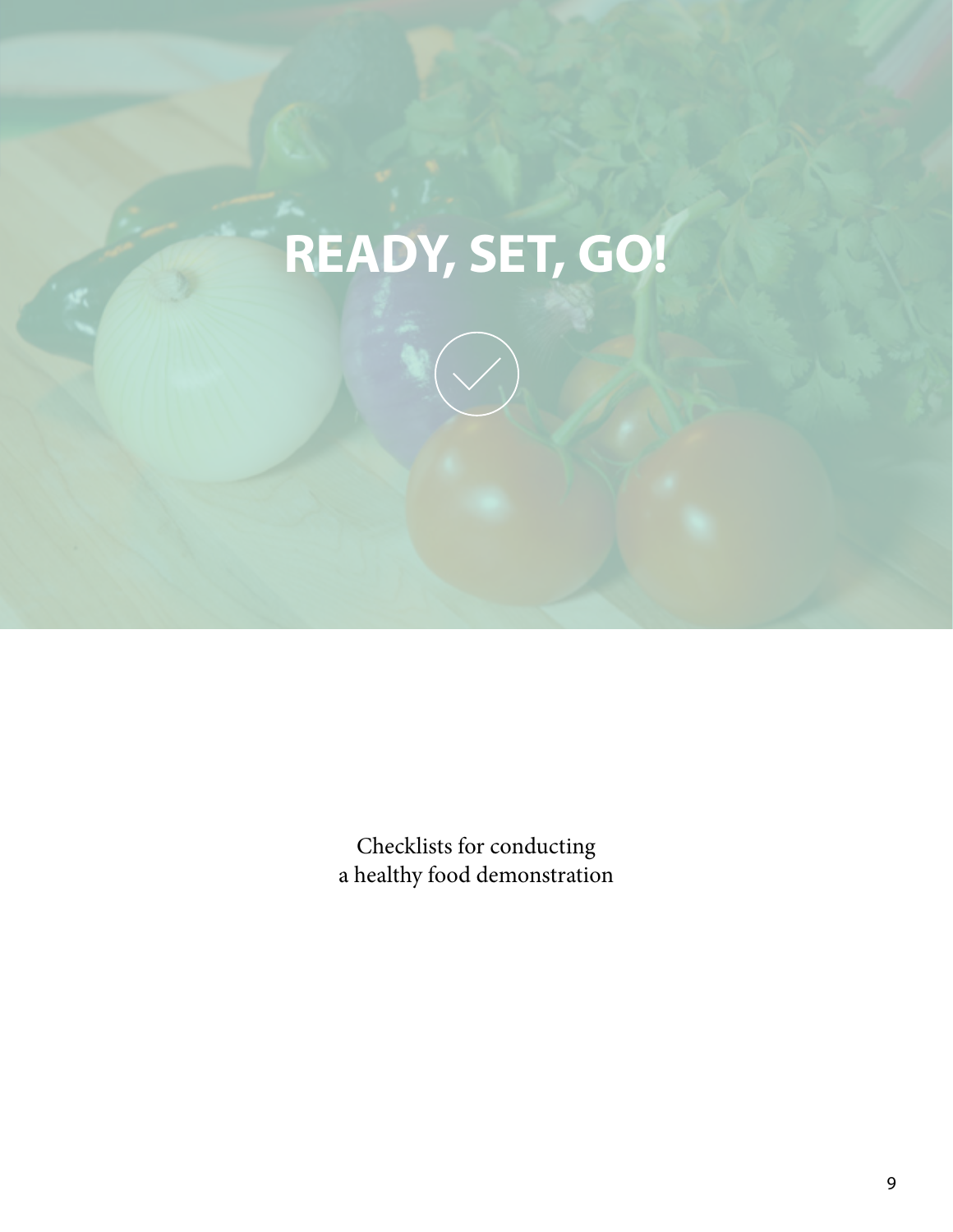# READY, SET, GO!

Checklists for conducting
a healthy food demonstration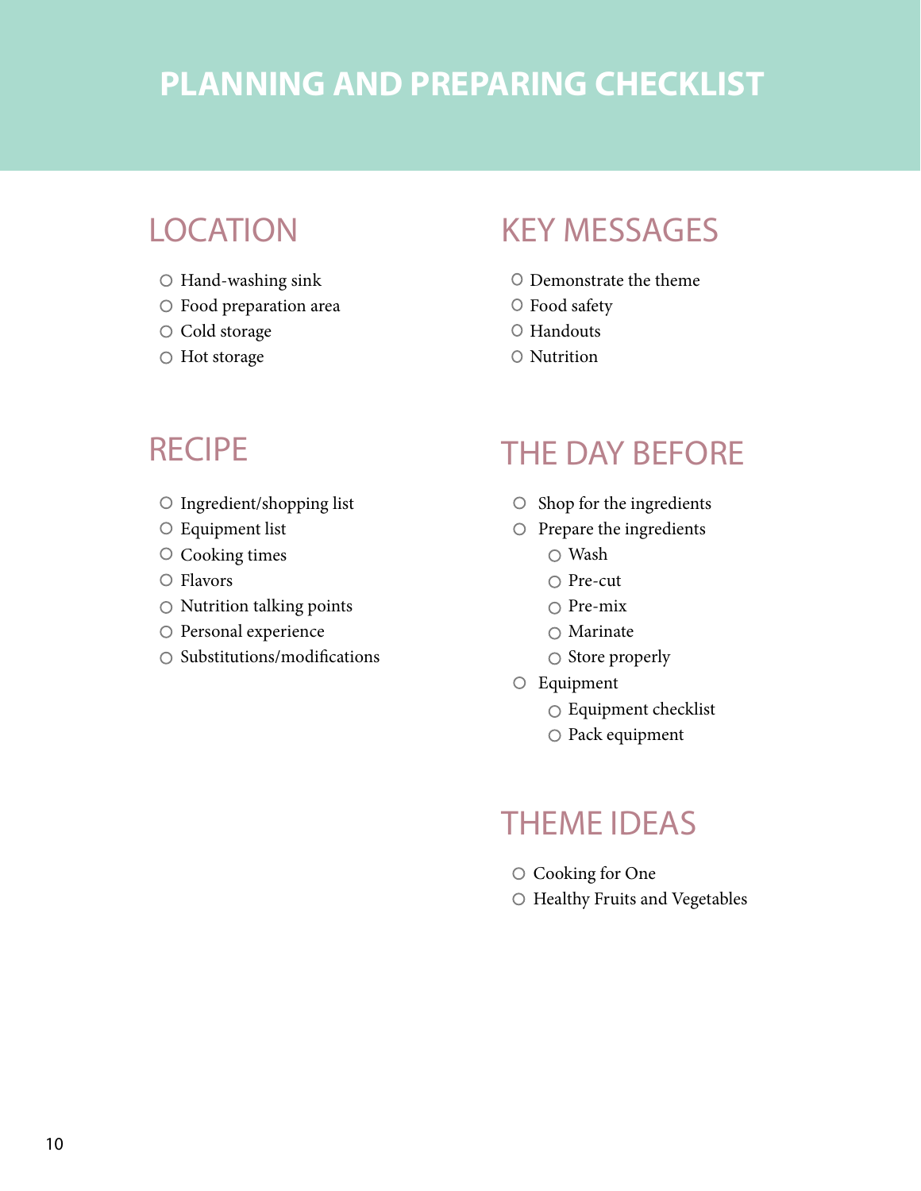# PLANNING AND PREPARING CHECKLIST

## LOCATION

- Hand-washing sink
- Food preparation area
- Cold storage
- Hot storage

## RECIPE

- Ingredient/shopping list
- Equipment list
- Cooking times
- Flavors
- Nutrition talking points
- Personal experience
- Substitutions/modifications

## KEY MESSAGES

- Demonstrate the theme
- Food safety
- Handouts
- Nutrition

## THE DAY BEFORE

- Shop for the ingredients
- Prepare the ingredients
  - Wash
  - Pre-cut
  - Pre-mix
  - Marinate
  - Store properly
- Equipment
  - Equipment checklist
  - Pack equipment

## THEME IDEAS

- Cooking for One
- Healthy Fruits and Vegetables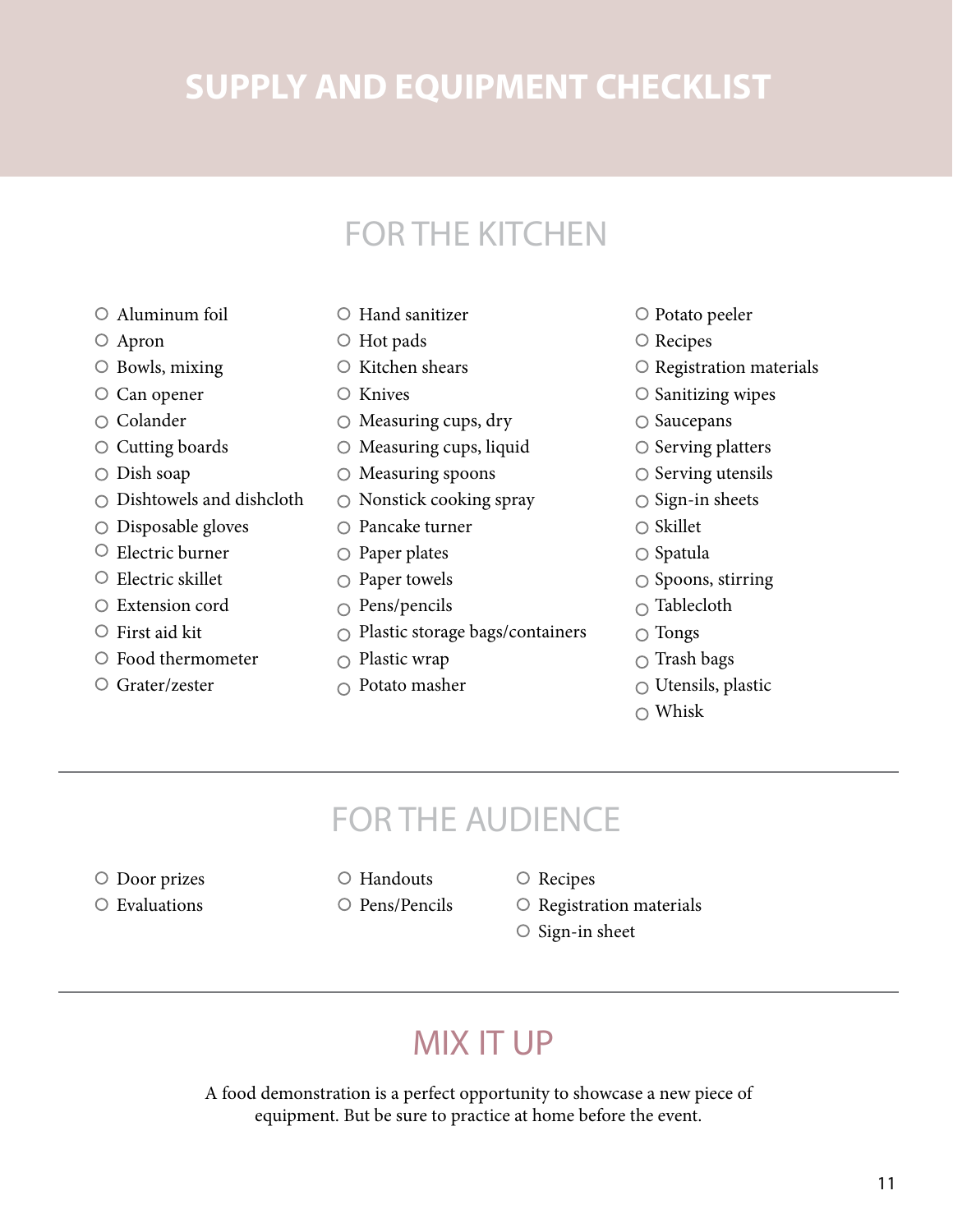# SUPPLY AND EQUIPMENT CHECKLIST

## FOR THE KITCHEN

- Aluminum foil
- Apron
- Bowls, mixing
- Can opener
- Colander
- Cutting boards
- Dish soap
- Dishtowels and dishcloth
- Disposable gloves
- Electric burner
- Electric skillet
- Extension cord
- First aid kit
- Food thermometer
- Grater/zester
- Hand sanitizer
- Hot pads
- Kitchen shears
- Knives
- Measuring cups, dry
- Measuring cups, liquid
- Measuring spoons
- Nonstick cooking spray
- Pancake turner
- Paper plates
- Paper towels
- Pens/pencils
- Plastic storage bags/containers
- Plastic wrap
- Potato masher
- Potato peeler
- Recipes
- Registration materials
- Sanitizing wipes
- Saucepans
- Serving platters
- Serving utensils
- Sign-in sheets
- Skillet
- Spatula
- Spoons, stirring
- Tablecloth
- Tongs
- Trash bags
- Utensils, plastic
- Whisk

## FOR THE AUDIENCE

- Door prizes
- Evaluations
- Handouts
- Pens/Pencils
- Recipes
- Registration materials
- Sign-in sheet

## MIX IT UP

A food demonstration is a perfect opportunity to showcase a new piece of equipment. But be sure to practice at home before the event.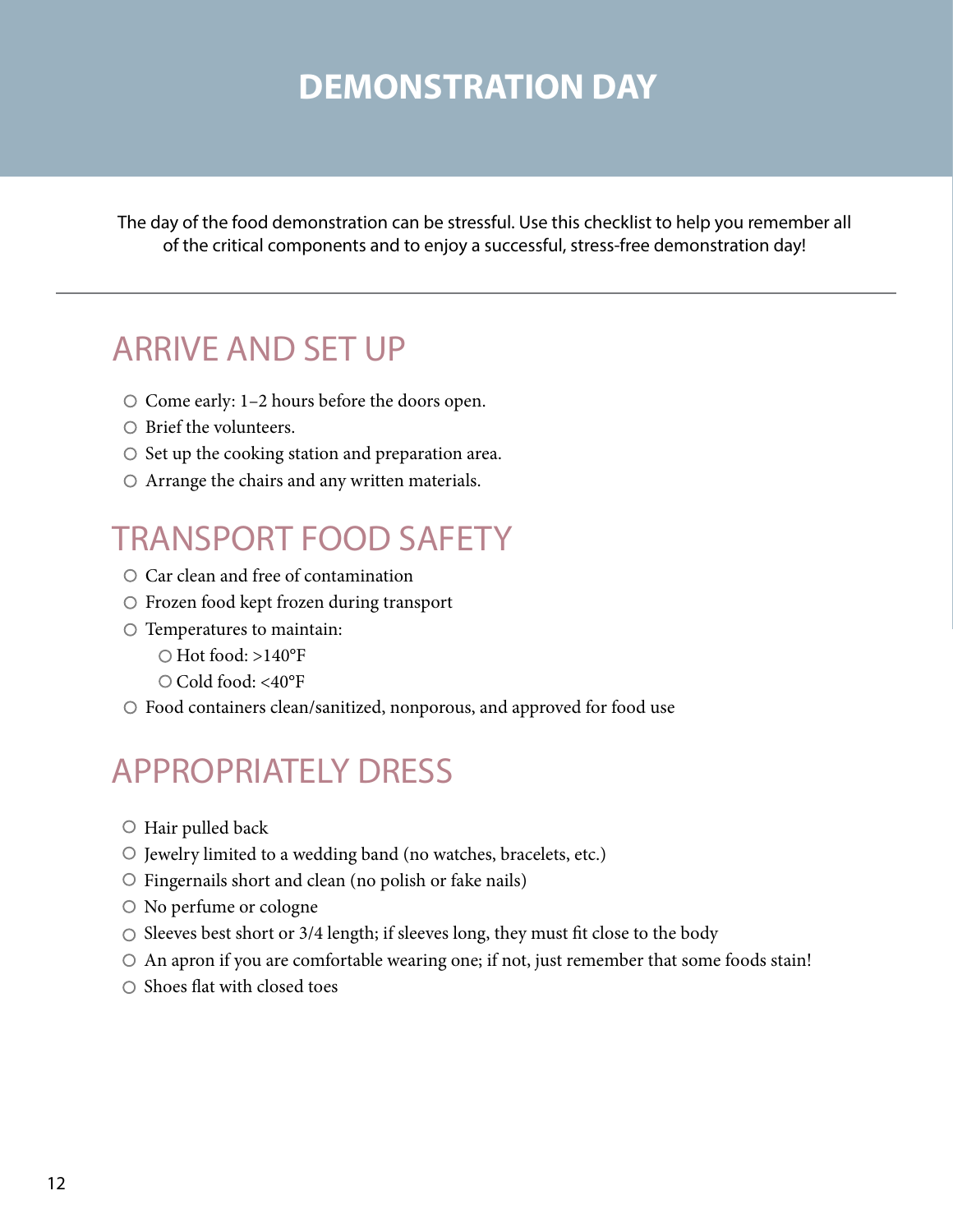# DEMONSTRATION DAY

The day of the food demonstration can be stressful. Use this checklist to help you remember all of the critical components and to enjoy a successful, stress-free demonstration day!

---

## ARRIVE AND SET UP

- ○ Come early: 1–2 hours before the doors open.
- ○ Brief the volunteers.
- ○ Set up the cooking station and preparation area.
- ○ Arrange the chairs and any written materials.

## TRANSPORT FOOD SAFETY

- ○ Car clean and free of contamination
- ○ Frozen food kept frozen during transport
- ○ Temperatures to maintain:
  - ○ Hot food: >140°F
  - ○ Cold food: <40°F
- ○ Food containers clean/sanitized, nonporous, and approved for food use

## APPROPRIATELY DRESS

- ○ Hair pulled back
- ○ Jewelry limited to a wedding band (no watches, bracelets, etc.)
- ○ Fingernails short and clean (no polish or fake nails)
- ○ No perfume or cologne
- ○ Sleeves best short or 3/4 length; if sleeves long, they must fit close to the body
- ○ An apron if you are comfortable wearing one; if not, just remember that some foods stain!
- ○ Shoes flat with closed toes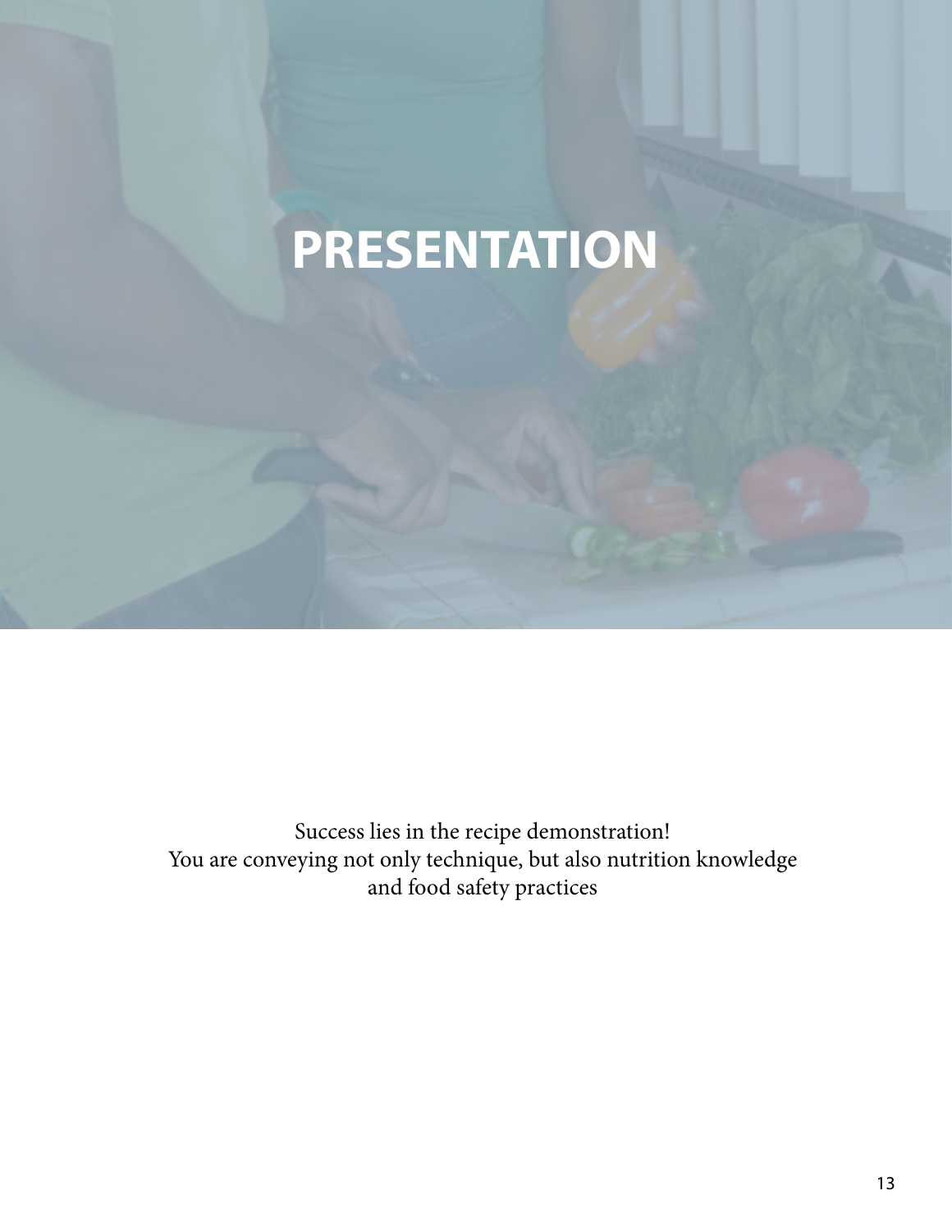# PRESENTATION

Success lies in the recipe demonstration!
You are conveying not only technique, but also nutrition knowledge and food safety practices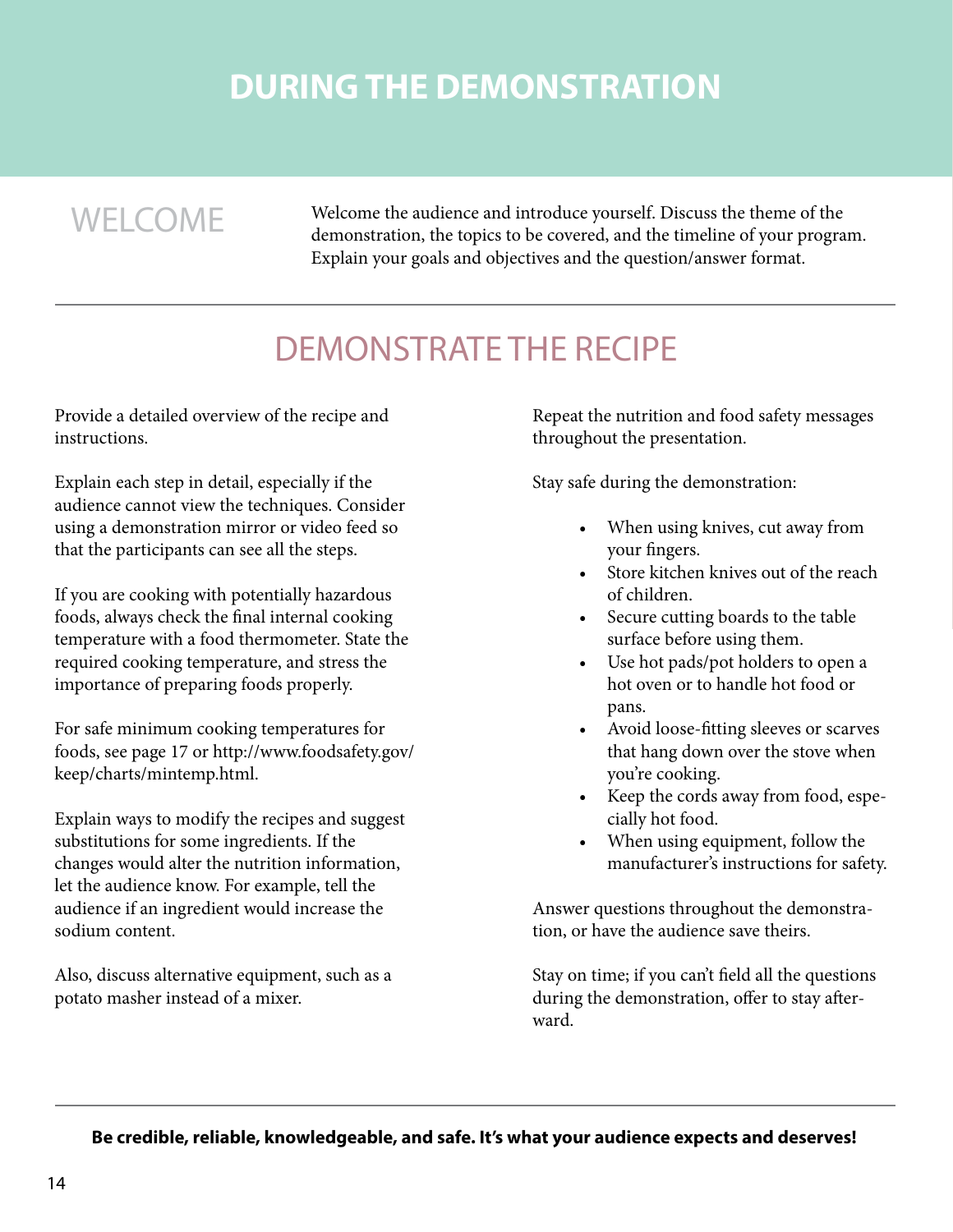# DURING THE DEMONSTRATION

## WELCOME

Welcome the audience and introduce yourself. Discuss the theme of the demonstration, the topics to be covered, and the timeline of your program. Explain your goals and objectives and the question/answer format.

## DEMONSTRATE THE RECIPE

Provide a detailed overview of the recipe and instructions.

Explain each step in detail, especially if the audience cannot view the techniques. Consider using a demonstration mirror or video feed so that the participants can see all the steps.

If you are cooking with potentially hazardous foods, always check the final internal cooking temperature with a food thermometer. State the required cooking temperature, and stress the importance of preparing foods properly.

For safe minimum cooking temperatures for foods, see page 17 or http://www.foodsafety.gov/keep/charts/mintemp.html.

Explain ways to modify the recipes and suggest substitutions for some ingredients. If the changes would alter the nutrition information, let the audience know. For example, tell the audience if an ingredient would increase the sodium content.

Also, discuss alternative equipment, such as a potato masher instead of a mixer.

Repeat the nutrition and food safety messages throughout the presentation.

Stay safe during the demonstration:

- When using knives, cut away from your fingers.
- Store kitchen knives out of the reach of children.
- Secure cutting boards to the table surface before using them.
- Use hot pads/pot holders to open a hot oven or to handle hot food or pans.
- Avoid loose-fitting sleeves or scarves that hang down over the stove when you're cooking.
- Keep the cords away from food, especially hot food.
- When using equipment, follow the manufacturer's instructions for safety.

Answer questions throughout the demonstration, or have the audience save theirs.

Stay on time; if you can't field all the questions during the demonstration, offer to stay afterward.

**Be credible, reliable, knowledgeable, and safe. It's what your audience expects and deserves!**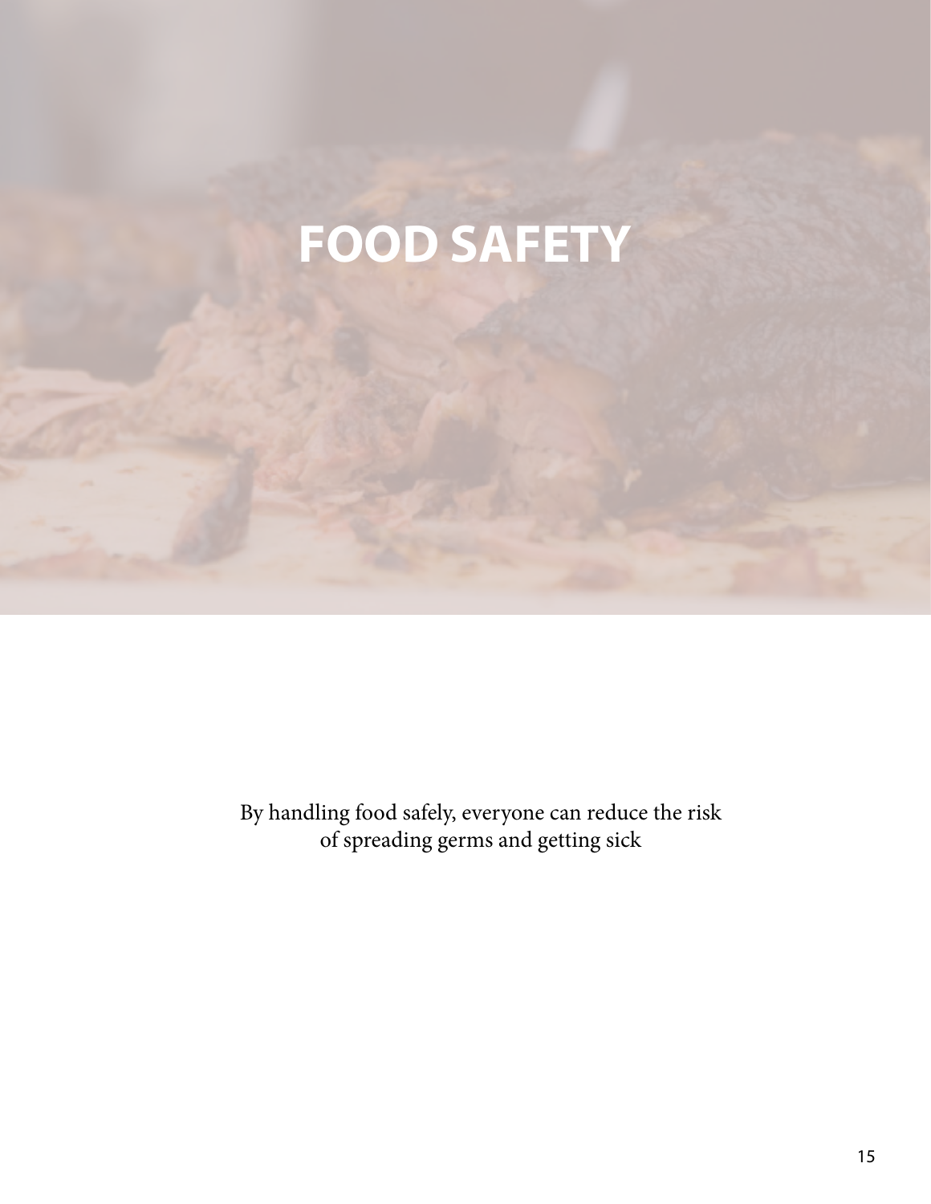# FOOD SAFETY

By handling food safely, everyone can reduce the risk of spreading germs and getting sick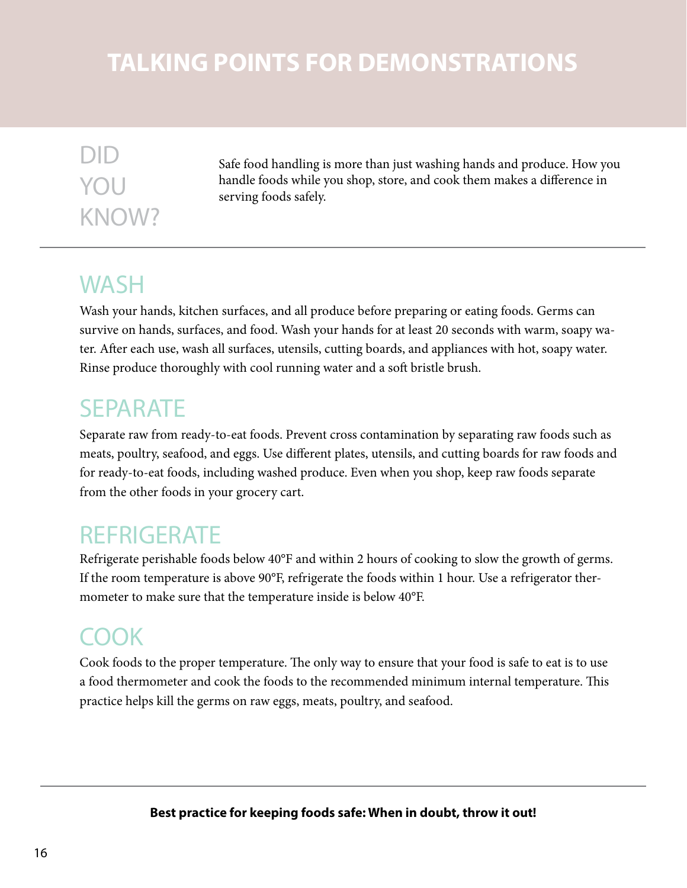# TALKING POINTS FOR DEMONSTRATIONS

## DID YOU KNOW?

Safe food handling is more than just washing hands and produce. How you handle foods while you shop, store, and cook them makes a difference in serving foods safely.

## WASH

Wash your hands, kitchen surfaces, and all produce before preparing or eating foods. Germs can survive on hands, surfaces, and food. Wash your hands for at least 20 seconds with warm, soapy water. After each use, wash all surfaces, utensils, cutting boards, and appliances with hot, soapy water. Rinse produce thoroughly with cool running water and a soft bristle brush.

## SEPARATE

Separate raw from ready-to-eat foods. Prevent cross contamination by separating raw foods such as meats, poultry, seafood, and eggs. Use different plates, utensils, and cutting boards for raw foods and for ready-to-eat foods, including washed produce. Even when you shop, keep raw foods separate from the other foods in your grocery cart.

## REFRIGERATE

Refrigerate perishable foods below 40°F and within 2 hours of cooking to slow the growth of germs. If the room temperature is above 90°F, refrigerate the foods within 1 hour. Use a refrigerator thermometer to make sure that the temperature inside is below 40°F.

## COOK

Cook foods to the proper temperature. The only way to ensure that your food is safe to eat is to use a food thermometer and cook the foods to the recommended minimum internal temperature. This practice helps kill the germs on raw eggs, meats, poultry, and seafood.

**Best practice for keeping foods safe: When in doubt, throw it out!**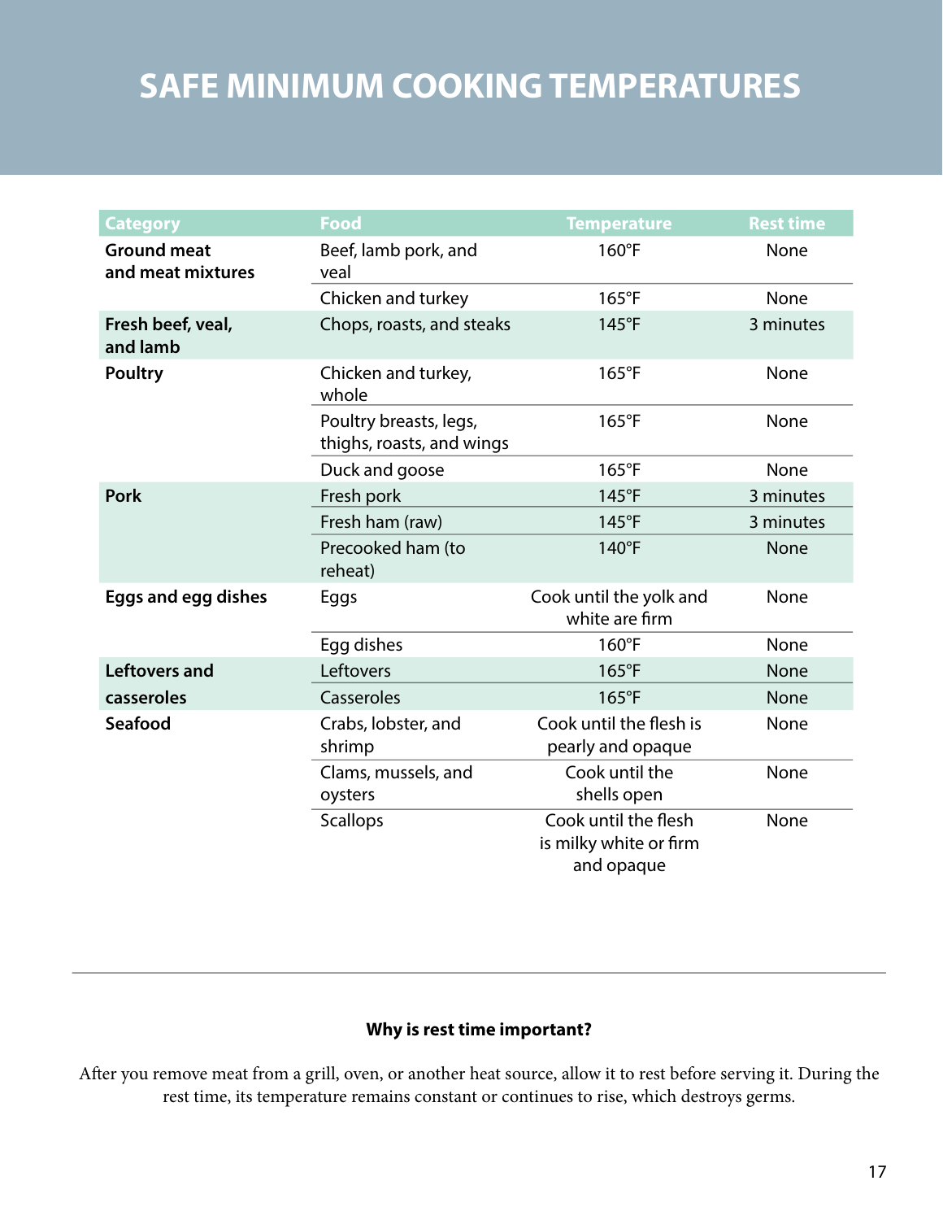# SAFE MINIMUM COOKING TEMPERATURES

| Category | Food | Temperature | Rest time |
|---|---|---|---|
| **Ground meat and meat mixtures** | Beef, lamb pork, and veal | 160°F | None |
| | Chicken and turkey | 165°F | None |
| **Fresh beef, veal, and lamb** | Chops, roasts, and steaks | 145°F | 3 minutes |
| **Poultry** | Chicken and turkey, whole | 165°F | None |
| | Poultry breasts, legs, thighs, roasts, and wings | 165°F | None |
| | Duck and goose | 165°F | None |
| **Pork** | Fresh pork | 145°F | 3 minutes |
| | Fresh ham (raw) | 145°F | 3 minutes |
| | Precooked ham (to reheat) | 140°F | None |
| **Eggs and egg dishes** | Eggs | Cook until the yolk and white are firm | None |
| | Egg dishes | 160°F | None |
| **Leftovers and casseroles** | Leftovers | 165°F | None |
| | Casseroles | 165°F | None |
| **Seafood** | Crabs, lobster, and shrimp | Cook until the flesh is pearly and opaque | None |
| | Clams, mussels, and oysters | Cook until the shells open | None |
| | Scallops | Cook until the flesh is milky white or firm and opaque | None |

---

**Why is rest time important?**

After you remove meat from a grill, oven, or another heat source, allow it to rest before serving it. During the rest time, its temperature remains constant or continues to rise, which destroys germs.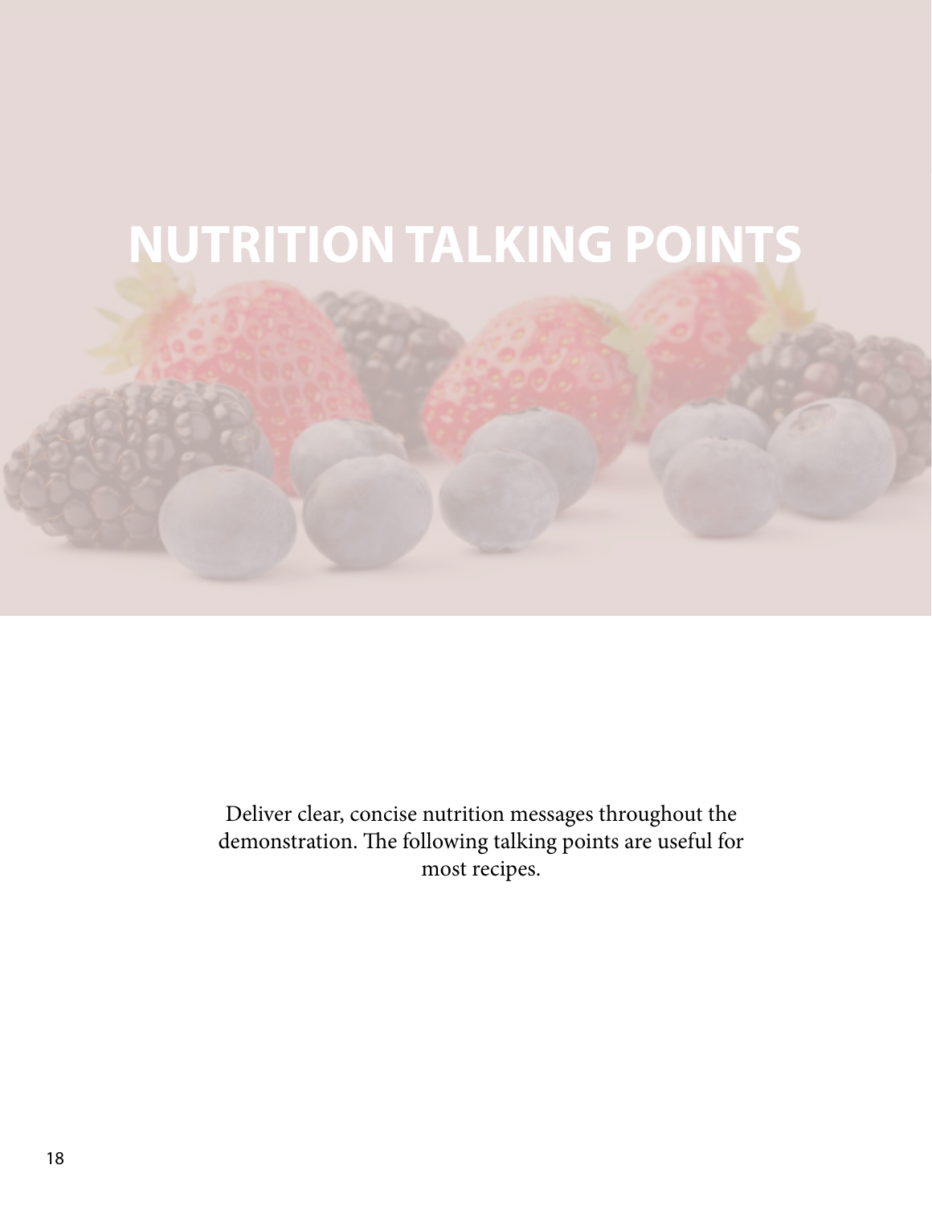# NUTRITION TALKING POINTS

Deliver clear, concise nutrition messages throughout the demonstration. The following talking points are useful for most recipes.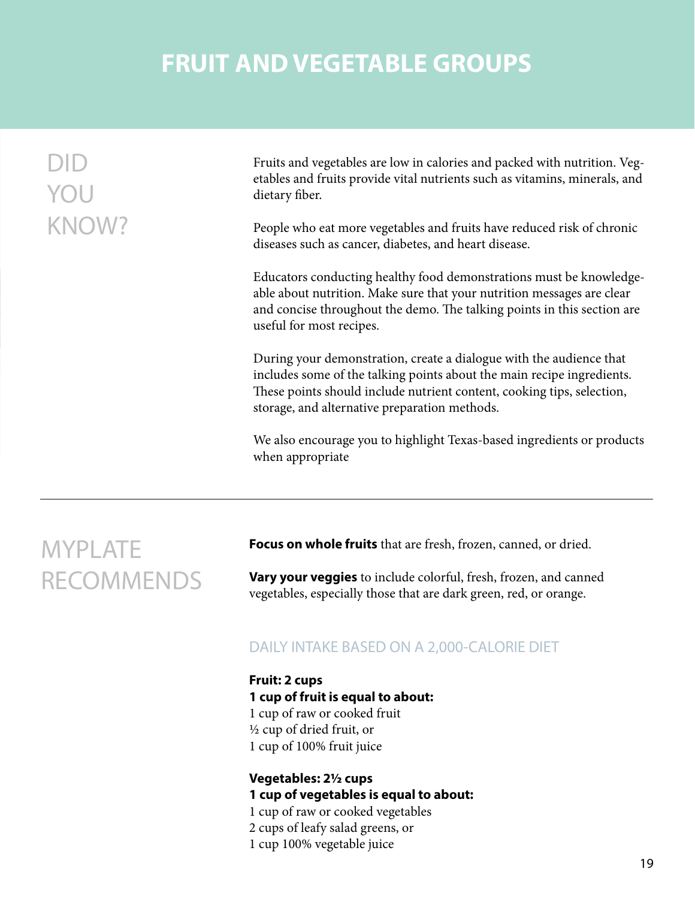# FRUIT AND VEGETABLE GROUPS

## DID YOU KNOW?

Fruits and vegetables are low in calories and packed with nutrition. Vegetables and fruits provide vital nutrients such as vitamins, minerals, and dietary fiber.

People who eat more vegetables and fruits have reduced risk of chronic diseases such as cancer, diabetes, and heart disease.

Educators conducting healthy food demonstrations must be knowledgeable about nutrition. Make sure that your nutrition messages are clear and concise throughout the demo. The talking points in this section are useful for most recipes.

During your demonstration, create a dialogue with the audience that includes some of the talking points about the main recipe ingredients. These points should include nutrient content, cooking tips, selection, storage, and alternative preparation methods.

We also encourage you to highlight Texas-based ingredients or products when appropriate

---

## MYPLATE RECOMMENDS

**Focus on whole fruits** that are fresh, frozen, canned, or dried.

**Vary your veggies** to include colorful, fresh, frozen, and canned vegetables, especially those that are dark green, red, or orange.

### DAILY INTAKE BASED ON A 2,000-CALORIE DIET

**Fruit: 2 cups**
**1 cup of fruit is equal to about:**
1 cup of raw or cooked fruit
½ cup of dried fruit, or
1 cup of 100% fruit juice

**Vegetables: 2½ cups**
**1 cup of vegetables is equal to about:**
1 cup of raw or cooked vegetables
2 cups of leafy salad greens, or
1 cup 100% vegetable juice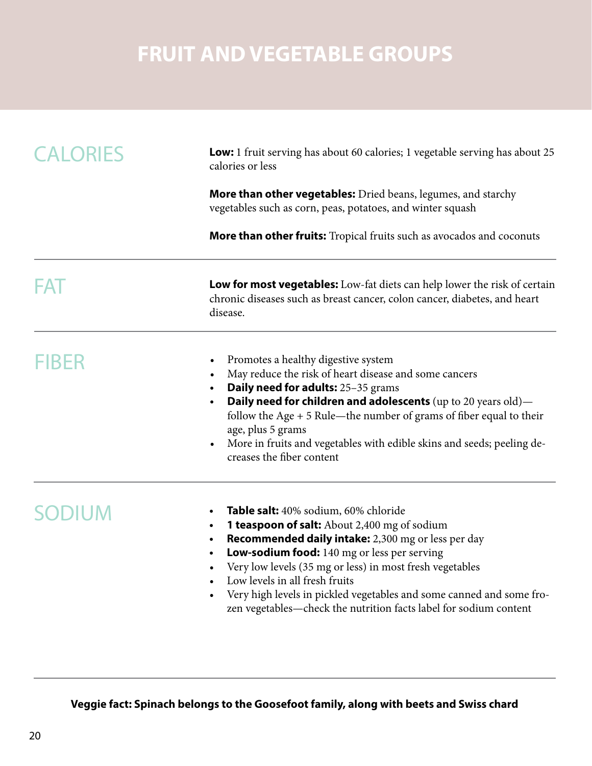# FRUIT AND VEGETABLE GROUPS

## CALORIES

**Low:** 1 fruit serving has about 60 calories; 1 vegetable serving has about 25 calories or less

**More than other vegetables:** Dried beans, legumes, and starchy vegetables such as corn, peas, potatoes, and winter squash

**More than other fruits:** Tropical fruits such as avocados and coconuts

## FAT

**Low for most vegetables:** Low-fat diets can help lower the risk of certain chronic diseases such as breast cancer, colon cancer, diabetes, and heart disease.

## FIBER

- Promotes a healthy digestive system
- May reduce the risk of heart disease and some cancers
- **Daily need for adults:** 25–35 grams
- **Daily need for children and adolescents** (up to 20 years old)—follow the Age + 5 Rule—the number of grams of fiber equal to their age, plus 5 grams
- More in fruits and vegetables with edible skins and seeds; peeling decreases the fiber content

## SODIUM

- **Table salt:** 40% sodium, 60% chloride
- **1 teaspoon of salt:** About 2,400 mg of sodium
- **Recommended daily intake:** 2,300 mg or less per day
- **Low-sodium food:** 140 mg or less per serving
- Very low levels (35 mg or less) in most fresh vegetables
- Low levels in all fresh fruits
- Very high levels in pickled vegetables and some canned and some frozen vegetables—check the nutrition facts label for sodium content

**Veggie fact: Spinach belongs to the Goosefoot family, along with beets and Swiss chard**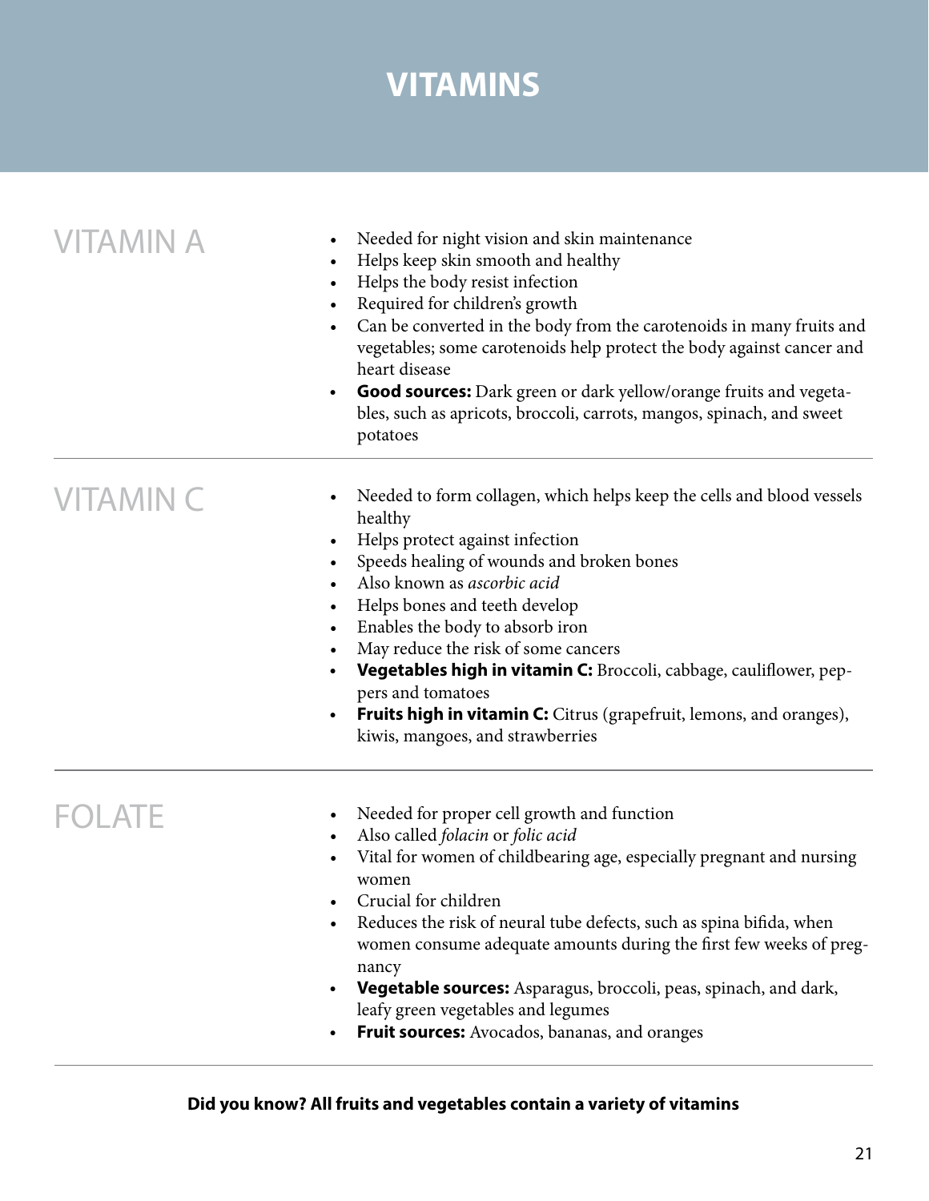# VITAMINS

## VITAMIN A

- Needed for night vision and skin maintenance
- Helps keep skin smooth and healthy
- Helps the body resist infection
- Required for children's growth
- Can be converted in the body from the carotenoids in many fruits and vegetables; some carotenoids help protect the body against cancer and heart disease
- **Good sources:** Dark green or dark yellow/orange fruits and vegetables, such as apricots, broccoli, carrots, mangos, spinach, and sweet potatoes

## VITAMIN C

- Needed to form collagen, which helps keep the cells and blood vessels healthy
- Helps protect against infection
- Speeds healing of wounds and broken bones
- Also known as *ascorbic acid*
- Helps bones and teeth develop
- Enables the body to absorb iron
- May reduce the risk of some cancers
- **Vegetables high in vitamin C:** Broccoli, cabbage, cauliflower, peppers and tomatoes
- **Fruits high in vitamin C:** Citrus (grapefruit, lemons, and oranges), kiwis, mangoes, and strawberries

## FOLATE

- Needed for proper cell growth and function
- Also called *folacin* or *folic acid*
- Vital for women of childbearing age, especially pregnant and nursing women
- Crucial for children
- Reduces the risk of neural tube defects, such as spina bifida, when women consume adequate amounts during the first few weeks of pregnancy
- **Vegetable sources:** Asparagus, broccoli, peas, spinach, and dark, leafy green vegetables and legumes
- **Fruit sources:** Avocados, bananas, and oranges

**Did you know? All fruits and vegetables contain a variety of vitamins**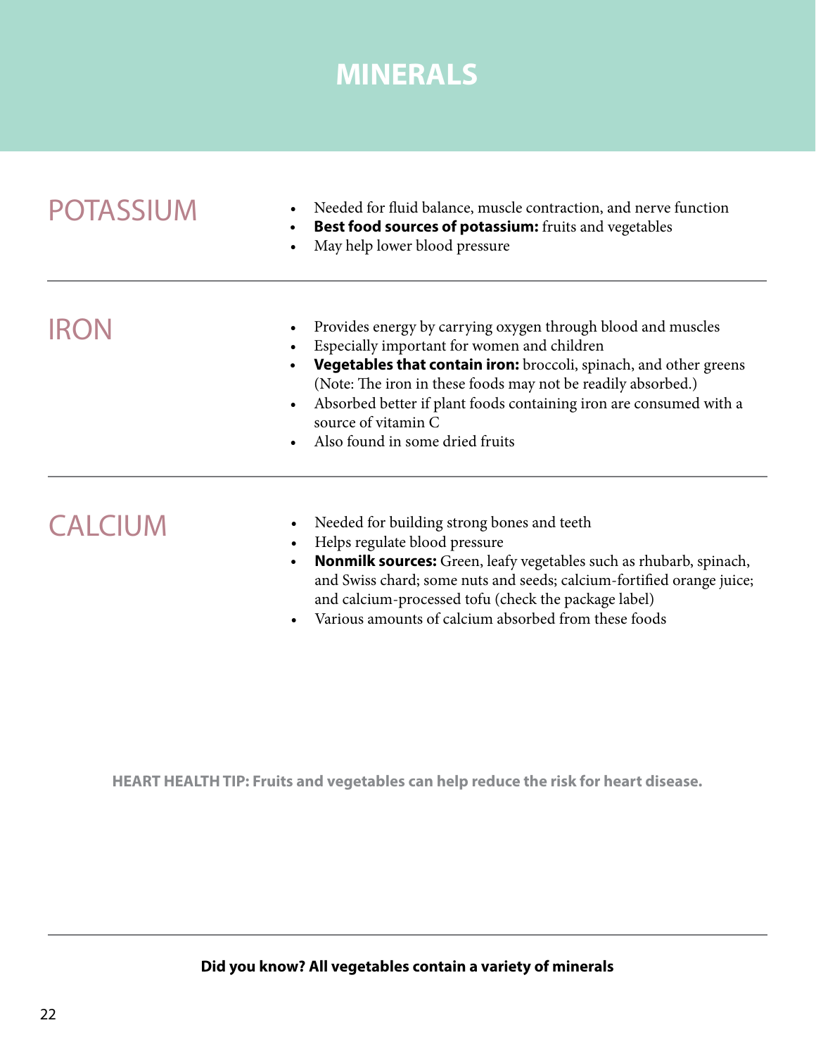# MINERALS

## POTASSIUM

- Needed for fluid balance, muscle contraction, and nerve function
- **Best food sources of potassium:** fruits and vegetables
- May help lower blood pressure

## IRON

- Provides energy by carrying oxygen through blood and muscles
- Especially important for women and children
- **Vegetables that contain iron:** broccoli, spinach, and other greens (Note: The iron in these foods may not be readily absorbed.)
- Absorbed better if plant foods containing iron are consumed with a source of vitamin C
- Also found in some dried fruits

## CALCIUM

- Needed for building strong bones and teeth
- Helps regulate blood pressure
- **Nonmilk sources:** Green, leafy vegetables such as rhubarb, spinach, and Swiss chard; some nuts and seeds; calcium-fortified orange juice; and calcium-processed tofu (check the package label)
- Various amounts of calcium absorbed from these foods

**HEART HEALTH TIP: Fruits and vegetables can help reduce the risk for heart disease.**

**Did you know? All vegetables contain a variety of minerals**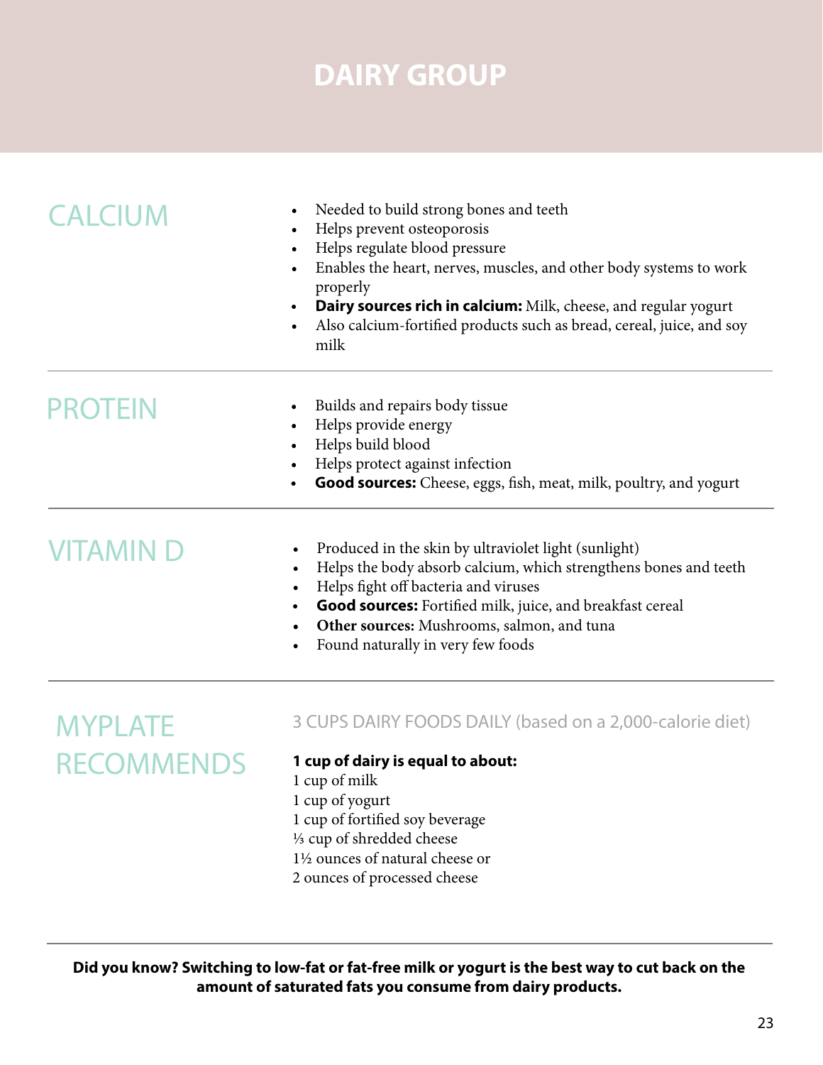# DAIRY GROUP

## CALCIUM

- Needed to build strong bones and teeth
- Helps prevent osteoporosis
- Helps regulate blood pressure
- Enables the heart, nerves, muscles, and other body systems to work properly
- **Dairy sources rich in calcium:** Milk, cheese, and regular yogurt
- Also calcium-fortified products such as bread, cereal, juice, and soy milk

## PROTEIN

- Builds and repairs body tissue
- Helps provide energy
- Helps build blood
- Helps protect against infection
- **Good sources:** Cheese, eggs, fish, meat, milk, poultry, and yogurt

## VITAMIN D

- Produced in the skin by ultraviolet light (sunlight)
- Helps the body absorb calcium, which strengthens bones and teeth
- Helps fight off bacteria and viruses
- **Good sources:** Fortified milk, juice, and breakfast cereal
- **Other sources:** Mushrooms, salmon, and tuna
- Found naturally in very few foods

## MYPLATE RECOMMENDS

3 CUPS DAIRY FOODS DAILY (based on a 2,000-calorie diet)

**1 cup of dairy is equal to about:**
1 cup of milk
1 cup of yogurt
1 cup of fortified soy beverage
⅓ cup of shredded cheese
1½ ounces of natural cheese or
2 ounces of processed cheese

**Did you know? Switching to low-fat or fat-free milk or yogurt is the best way to cut back on the amount of saturated fats you consume from dairy products.**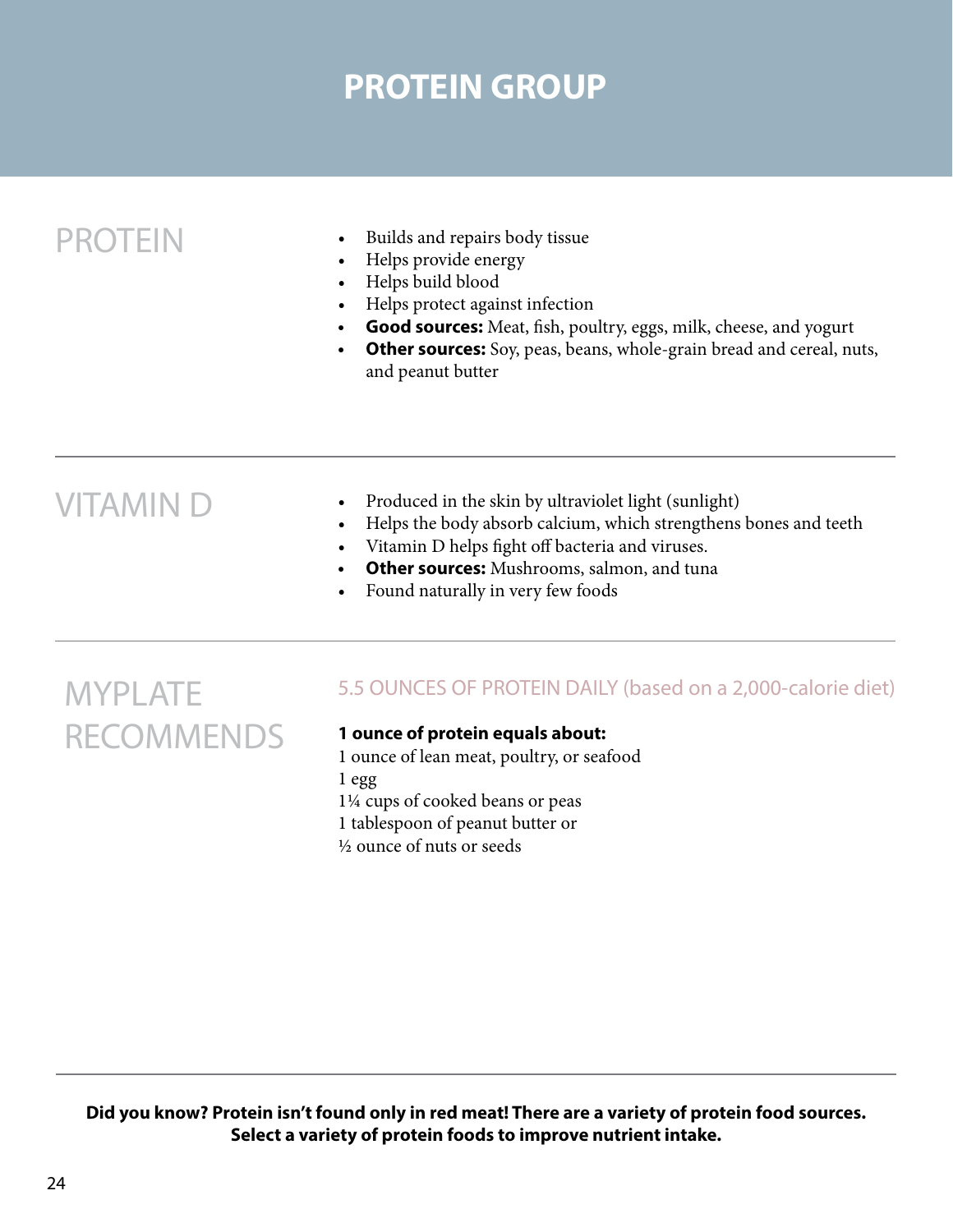# PROTEIN GROUP

## PROTEIN

- Builds and repairs body tissue
- Helps provide energy
- Helps build blood
- Helps protect against infection
- **Good sources:** Meat, fish, poultry, eggs, milk, cheese, and yogurt
- **Other sources:** Soy, peas, beans, whole-grain bread and cereal, nuts, and peanut butter

## VITAMIN D

- Produced in the skin by ultraviolet light (sunlight)
- Helps the body absorb calcium, which strengthens bones and teeth
- Vitamin D helps fight off bacteria and viruses.
- **Other sources:** Mushrooms, salmon, and tuna
- Found naturally in very few foods

## MYPLATE RECOMMENDS

5.5 OUNCES OF PROTEIN DAILY (based on a 2,000-calorie diet)

**1 ounce of protein equals about:**

1 ounce of lean meat, poultry, or seafood
1 egg
1¼ cups of cooked beans or peas
1 tablespoon of peanut butter or
½ ounce of nuts or seeds

**Did you know? Protein isn't found only in red meat! There are a variety of protein food sources. Select a variety of protein foods to improve nutrient intake.**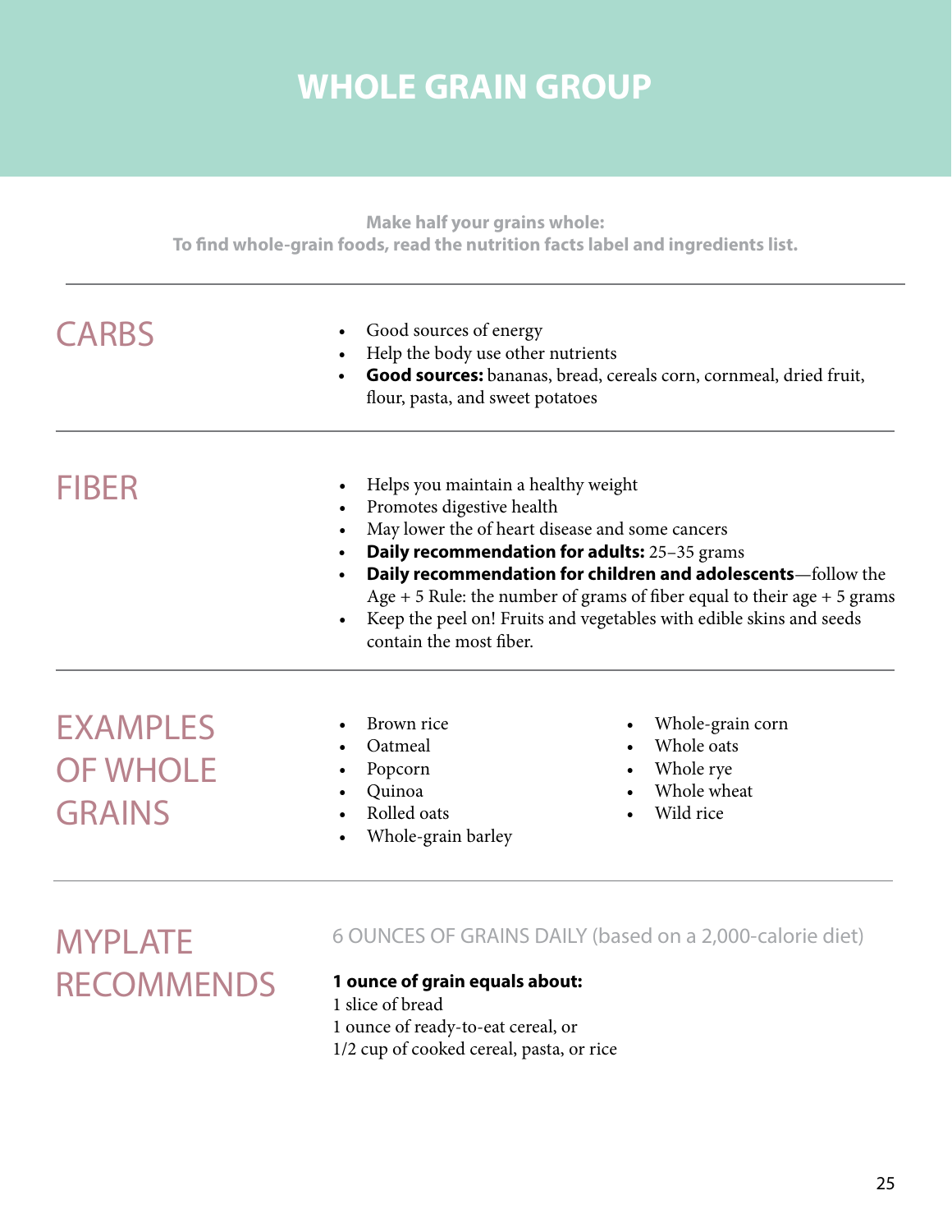# WHOLE GRAIN GROUP

**Make half your grains whole:**
**To find whole-grain foods, read the nutrition facts label and ingredients list.**

---

## CARBS

- Good sources of energy
- Help the body use other nutrients
- **Good sources:** bananas, bread, cereals corn, cornmeal, dried fruit, flour, pasta, and sweet potatoes

---

## FIBER

- Helps you maintain a healthy weight
- Promotes digestive health
- May lower the of heart disease and some cancers
- **Daily recommendation for adults:** 25–35 grams
- **Daily recommendation for children and adolescents**—follow the Age + 5 Rule: the number of grams of fiber equal to their age + 5 grams
- Keep the peel on! Fruits and vegetables with edible skins and seeds contain the most fiber.

---

## EXAMPLES OF WHOLE GRAINS

- Brown rice
- Oatmeal
- Popcorn
- Quinoa
- Rolled oats
- Whole-grain barley
- Whole-grain corn
- Whole oats
- Whole rye
- Whole wheat
- Wild rice

---

## MYPLATE RECOMMENDS

6 OUNCES OF GRAINS DAILY (based on a 2,000-calorie diet)

**1 ounce of grain equals about:**
1 slice of bread
1 ounce of ready-to-eat cereal, or
1/2 cup of cooked cereal, pasta, or rice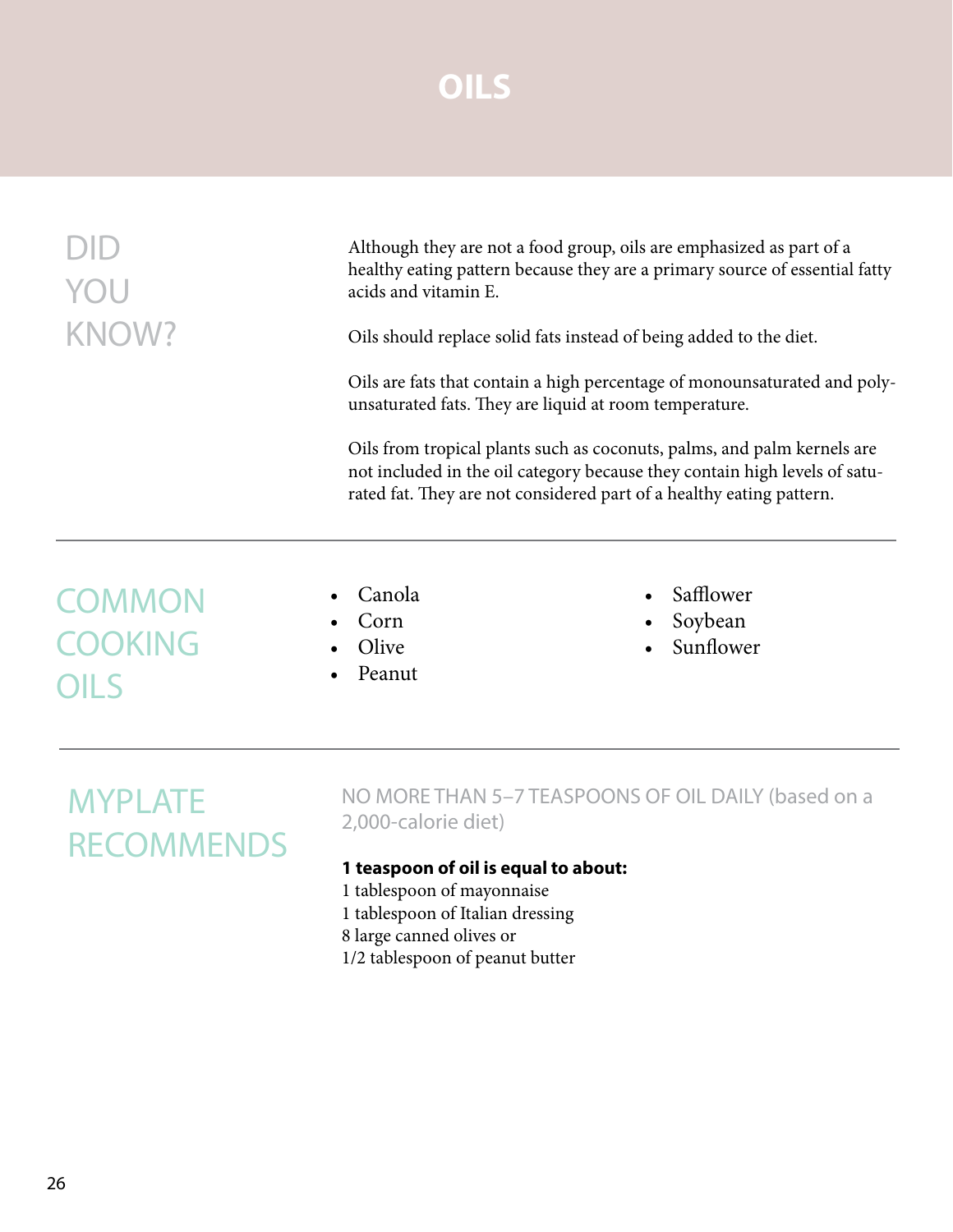# OILS

## DID YOU KNOW?

Although they are not a food group, oils are emphasized as part of a healthy eating pattern because they are a primary source of essential fatty acids and vitamin E.

Oils should replace solid fats instead of being added to the diet.

Oils are fats that contain a high percentage of monounsaturated and polyunsaturated fats. They are liquid at room temperature.

Oils from tropical plants such as coconuts, palms, and palm kernels are not included in the oil category because they contain high levels of saturated fat. They are not considered part of a healthy eating pattern.

---

## COMMON COOKING OILS

- Canola
- Corn
- Olive
- Peanut
- Safflower
- Soybean
- Sunflower

---

## MYPLATE RECOMMENDS

NO MORE THAN 5–7 TEASPOONS OF OIL DAILY (based on a 2,000-calorie diet)

**1 teaspoon of oil is equal to about:**
1 tablespoon of mayonnaise
1 tablespoon of Italian dressing
8 large canned olives or
1/2 tablespoon of peanut butter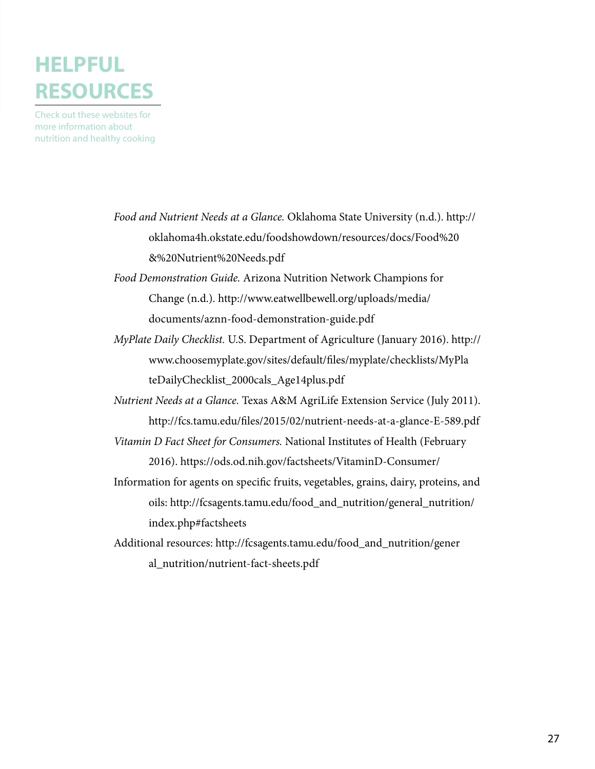# HELPFUL RESOURCES

Check out these websites for more information about nutrition and healthy cooking

*Food and Nutrient Needs at a Glance.* Oklahoma State University (n.d.). http://oklahoma4h.okstate.edu/foodshowdown/resources/docs/Food%20&%20Nutrient%20Needs.pdf

*Food Demonstration Guide.* Arizona Nutrition Network Champions for Change (n.d.). http://www.eatwellbewell.org/uploads/media/documents/aznn-food-demonstration-guide.pdf

*MyPlate Daily Checklist.* U.S. Department of Agriculture (January 2016). http://www.choosemyplate.gov/sites/default/files/myplate/checklists/MyPlateDailyChecklist_2000cals_Age14plus.pdf

*Nutrient Needs at a Glance.* Texas A&M AgriLife Extension Service (July 2011). http://fcs.tamu.edu/files/2015/02/nutrient-needs-at-a-glance-E-589.pdf

*Vitamin D Fact Sheet for Consumers.* National Institutes of Health (February 2016). https://ods.od.nih.gov/factsheets/VitaminD-Consumer/

Information for agents on specific fruits, vegetables, grains, dairy, proteins, and oils: http://fcsagents.tamu.edu/food_and_nutrition/general_nutrition/index.php#factsheets

Additional resources: http://fcsagents.tamu.edu/food_and_nutrition/general_nutrition/nutrient-fact-sheets.pdf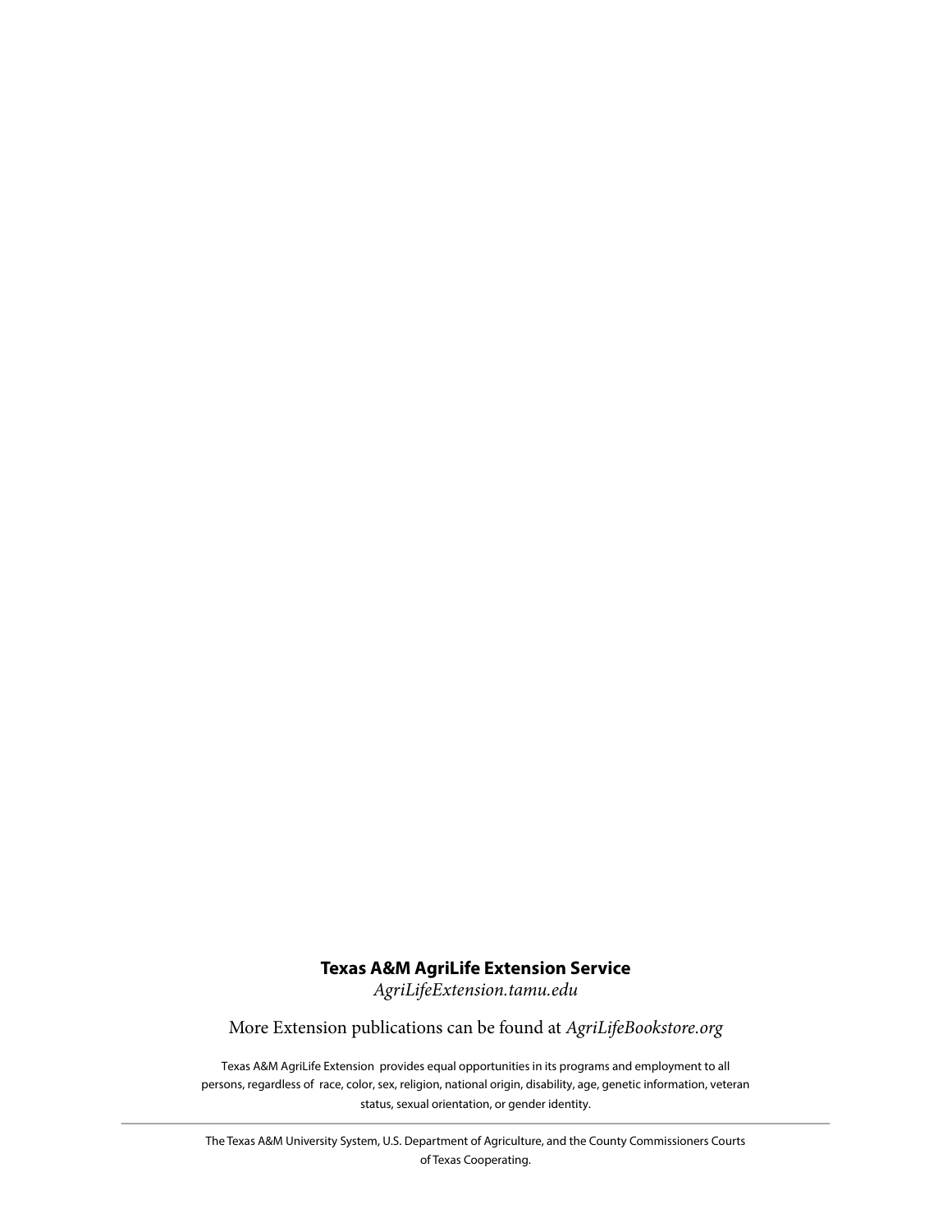**Texas A&M AgriLife Extension Service**
*AgriLifeExtension.tamu.edu*

More Extension publications can be found at *AgriLifeBookstore.org*

Texas A&M AgriLife Extension provides equal opportunities in its programs and employment to all persons, regardless of race, color, sex, religion, national origin, disability, age, genetic information, veteran status, sexual orientation, or gender identity.

---

The Texas A&M University System, U.S. Department of Agriculture, and the County Commissioners Courts of Texas Cooperating.